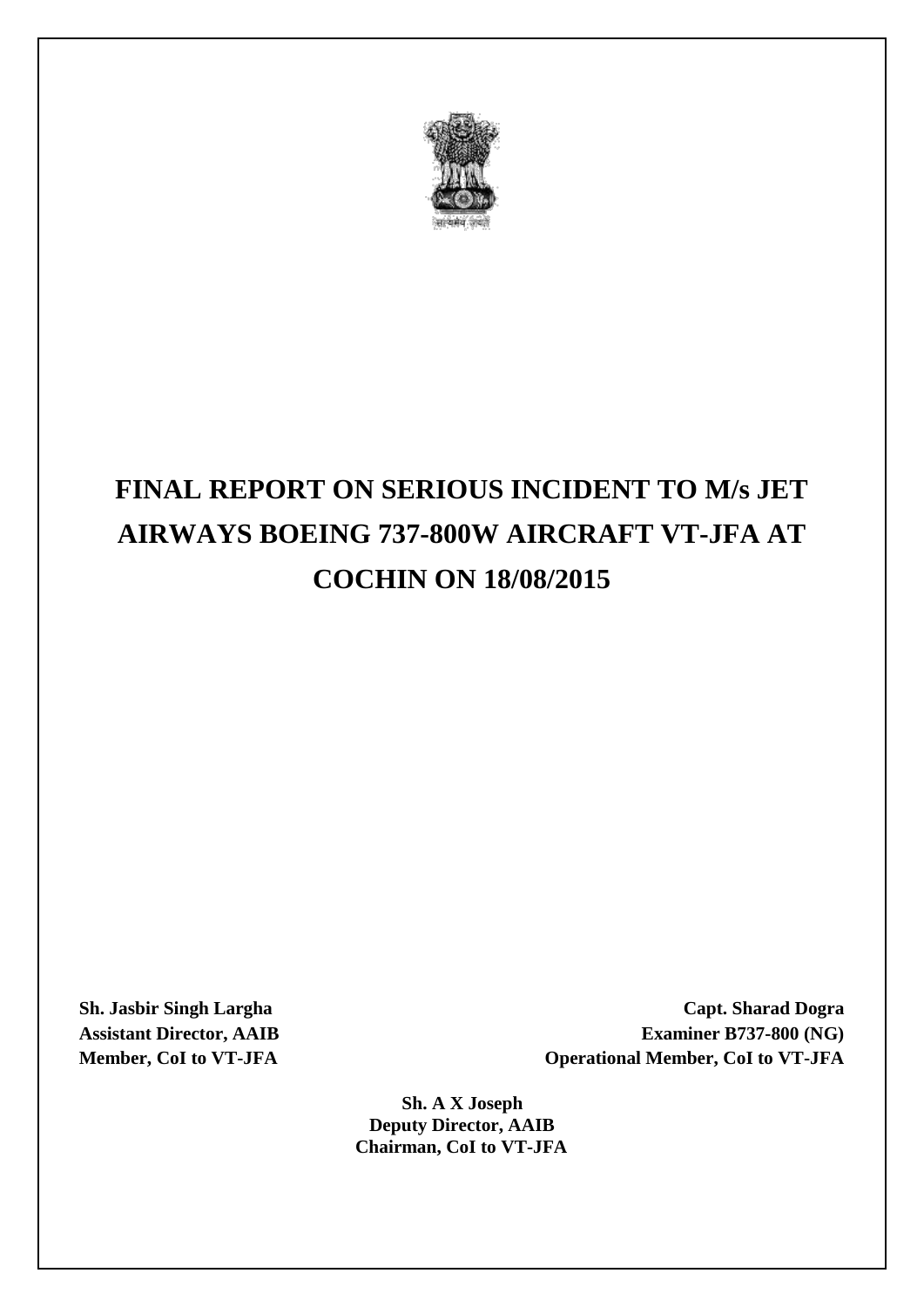# FINAL REPORT ON SERIOUS INCIDENT TO M/s JET AIRWAYS BOEING 737-800W AIRCRAFT VT-JFA AT COCHIN ON 18/08/2015

**Sh. Jasbir Singh Largha**
**Assistant Director, AAIB**
**Member, CoI to VT-JFA**

**Capt. Sharad Dogra**
**Examiner B737-800 (NG)**
**Operational Member, CoI to VT-JFA**

**Sh. A X Joseph**
**Deputy Director, AAIB**
**Chairman, CoI to VT-JFA**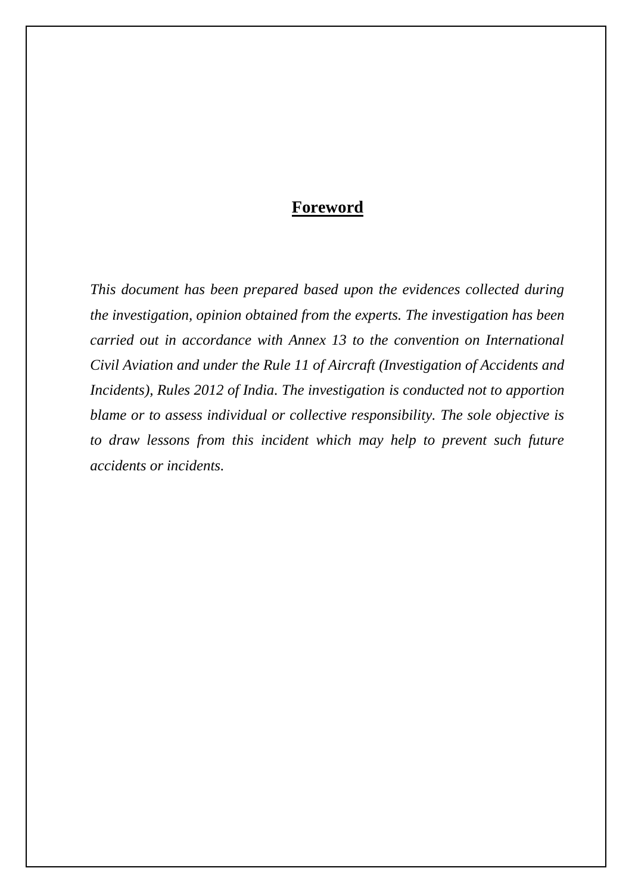## Foreword

*This document has been prepared based upon the evidences collected during the investigation, opinion obtained from the experts. The investigation has been carried out in accordance with Annex 13 to the convention on International Civil Aviation and under the Rule 11 of Aircraft (Investigation of Accidents and Incidents), Rules 2012 of India. The investigation is conducted not to apportion blame or to assess individual or collective responsibility. The sole objective is to draw lessons from this incident which may help to prevent such future accidents or incidents.*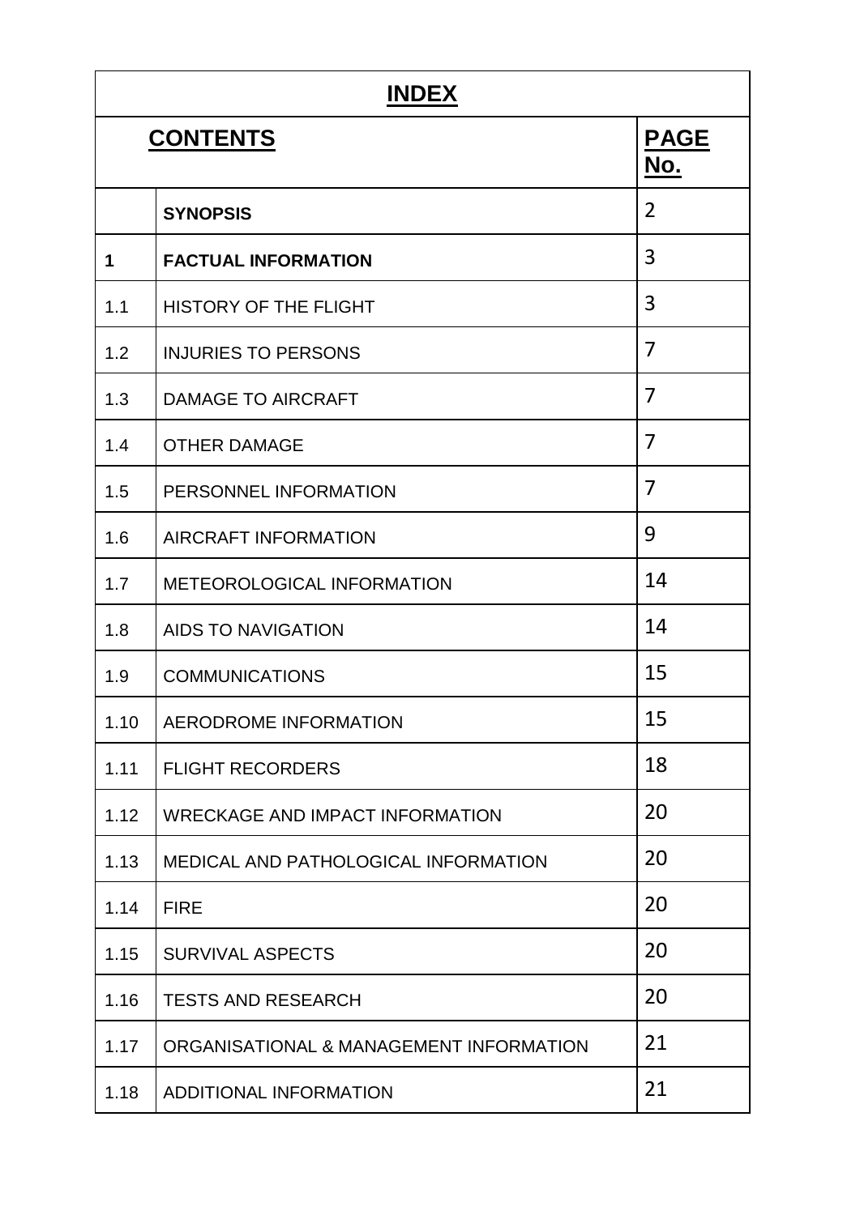## INDEX

| | CONTENTS | PAGE No. |
|---|---|---|
| | **SYNOPSIS** | 2 |
| **1** | **FACTUAL INFORMATION** | 3 |
| 1.1 | HISTORY OF THE FLIGHT | 3 |
| 1.2 | INJURIES TO PERSONS | 7 |
| 1.3 | DAMAGE TO AIRCRAFT | 7 |
| 1.4 | OTHER DAMAGE | 7 |
| 1.5 | PERSONNEL INFORMATION | 7 |
| 1.6 | AIRCRAFT INFORMATION | 9 |
| 1.7 | METEOROLOGICAL INFORMATION | 14 |
| 1.8 | AIDS TO NAVIGATION | 14 |
| 1.9 | COMMUNICATIONS | 15 |
| 1.10 | AERODROME INFORMATION | 15 |
| 1.11 | FLIGHT RECORDERS | 18 |
| 1.12 | WRECKAGE AND IMPACT INFORMATION | 20 |
| 1.13 | MEDICAL AND PATHOLOGICAL INFORMATION | 20 |
| 1.14 | FIRE | 20 |
| 1.15 | SURVIVAL ASPECTS | 20 |
| 1.16 | TESTS AND RESEARCH | 20 |
| 1.17 | ORGANISATIONAL & MANAGEMENT INFORMATION | 21 |
| 1.18 | ADDITIONAL INFORMATION | 21 |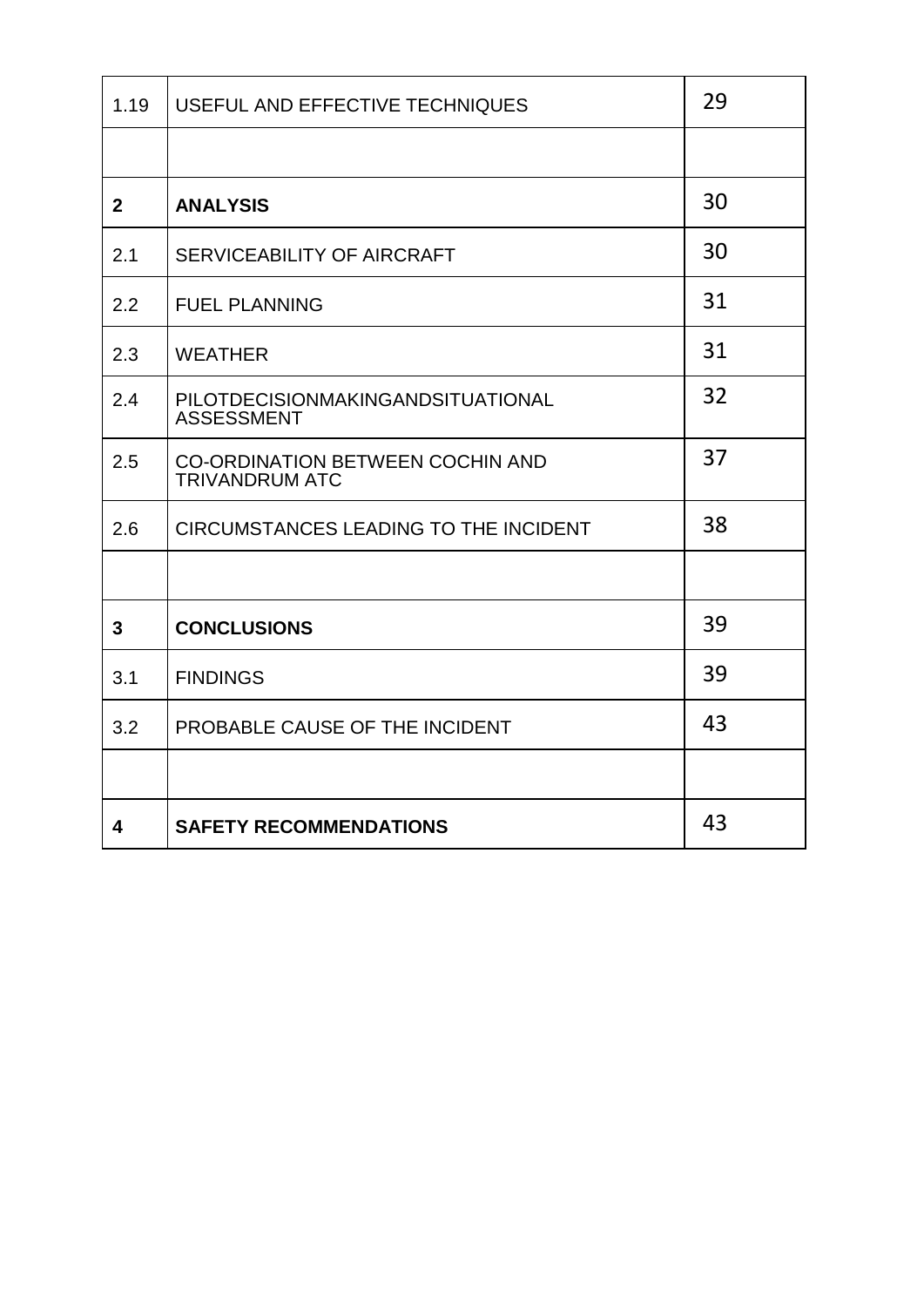| 1.19 | USEFUL AND EFFECTIVE TECHNIQUES | 29 |
|---|---|---|
| | | |
| **2** | **ANALYSIS** | 30 |
| 2.1 | SERVICEABILITY OF AIRCRAFT | 30 |
| 2.2 | FUEL PLANNING | 31 |
| 2.3 | WEATHER | 31 |
| 2.4 | PILOTDECISIONMAKINGANDSITUATIONAL ASSESSMENT | 32 |
| 2.5 | CO-ORDINATION BETWEEN COCHIN AND TRIVANDRUM ATC | 37 |
| 2.6 | CIRCUMSTANCES LEADING TO THE INCIDENT | 38 |
| | | |
| **3** | **CONCLUSIONS** | 39 |
| 3.1 | FINDINGS | 39 |
| 3.2 | PROBABLE CAUSE OF THE INCIDENT | 43 |
| | | |
| **4** | **SAFETY RECOMMENDATIONS** | 43 |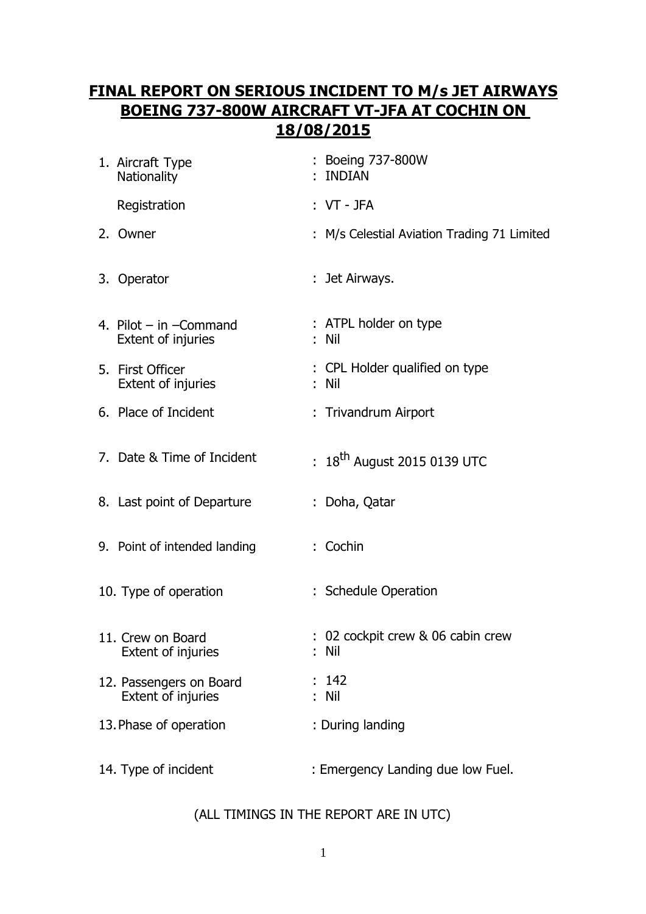# FINAL REPORT ON SERIOUS INCIDENT TO M/s JET AIRWAYS BOEING 737-800W AIRCRAFT VT-JFA AT COCHIN ON 18/08/2015

1. Aircraft Type : Boeing 737-800W
   Nationality : INDIAN
   Registration : VT - JFA
2. Owner : M/s Celestial Aviation Trading 71 Limited
3. Operator : Jet Airways.
4. Pilot – in –Command : ATPL holder on type
   Extent of injuries : Nil
5. First Officer : CPL Holder qualified on type
   Extent of injuries : Nil
6. Place of Incident : Trivandrum Airport
7. Date & Time of Incident : 18th August 2015 0139 UTC
8. Last point of Departure : Doha, Qatar
9. Point of intended landing : Cochin
10. Type of operation : Schedule Operation
11. Crew on Board : 02 cockpit crew & 06 cabin crew
    Extent of injuries : Nil
12. Passengers on Board : 142
    Extent of injuries : Nil
13. Phase of operation : During landing
14. Type of incident : Emergency Landing due low Fuel.

(ALL TIMINGS IN THE REPORT ARE IN UTC)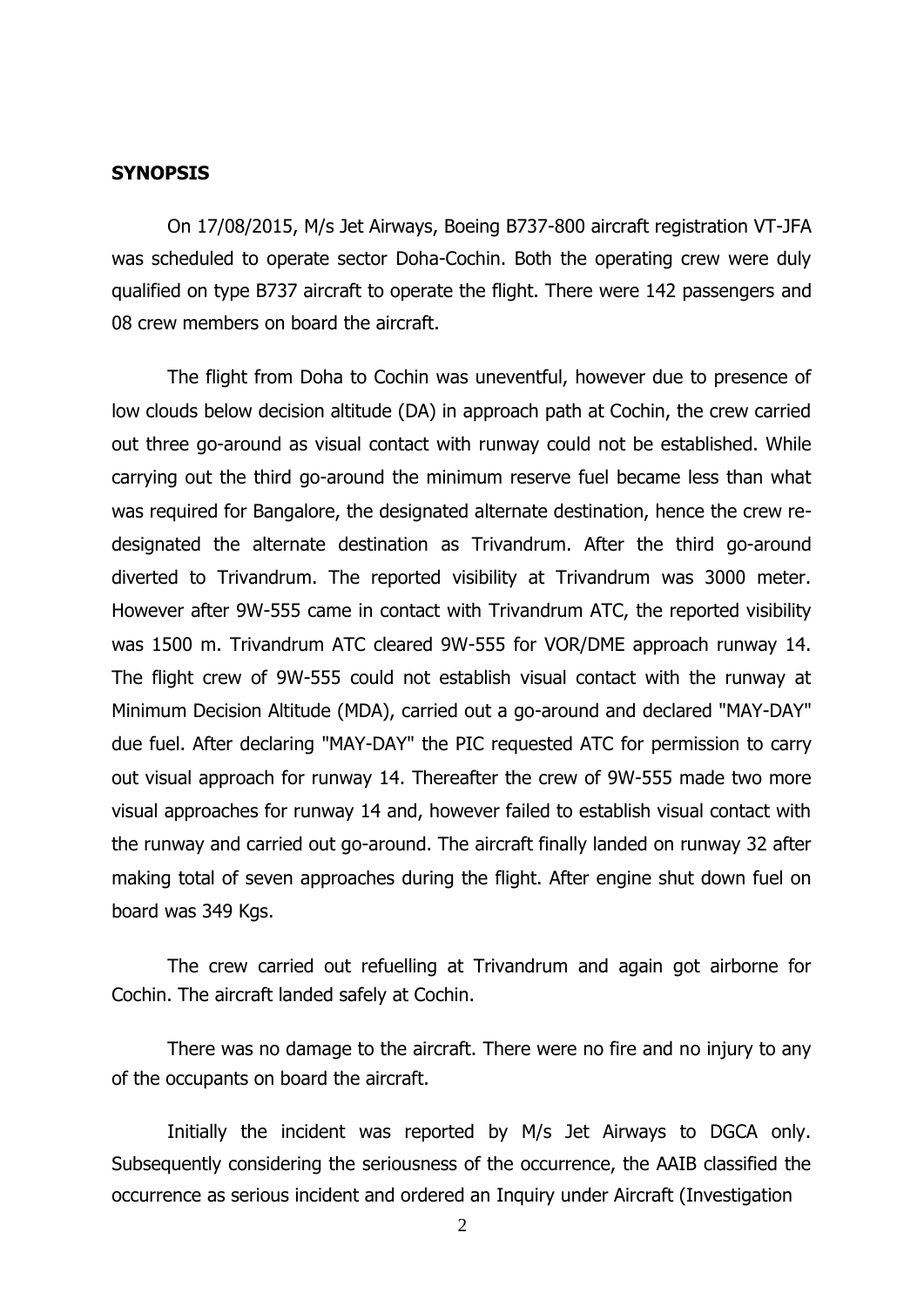**SYNOPSIS**

On 17/08/2015, M/s Jet Airways, Boeing B737-800 aircraft registration VT-JFA was scheduled to operate sector Doha-Cochin. Both the operating crew were duly qualified on type B737 aircraft to operate the flight. There were 142 passengers and 08 crew members on board the aircraft.

The flight from Doha to Cochin was uneventful, however due to presence of low clouds below decision altitude (DA) in approach path at Cochin, the crew carried out three go-around as visual contact with runway could not be established. While carrying out the third go-around the minimum reserve fuel became less than what was required for Bangalore, the designated alternate destination, hence the crew re-designated the alternate destination as Trivandrum. After the third go-around diverted to Trivandrum. The reported visibility at Trivandrum was 3000 meter. However after 9W-555 came in contact with Trivandrum ATC, the reported visibility was 1500 m. Trivandrum ATC cleared 9W-555 for VOR/DME approach runway 14. The flight crew of 9W-555 could not establish visual contact with the runway at Minimum Decision Altitude (MDA), carried out a go-around and declared "MAY-DAY" due fuel. After declaring "MAY-DAY" the PIC requested ATC for permission to carry out visual approach for runway 14. Thereafter the crew of 9W-555 made two more visual approaches for runway 14 and, however failed to establish visual contact with the runway and carried out go-around. The aircraft finally landed on runway 32 after making total of seven approaches during the flight. After engine shut down fuel on board was 349 Kgs.

The crew carried out refuelling at Trivandrum and again got airborne for Cochin. The aircraft landed safely at Cochin.

There was no damage to the aircraft. There were no fire and no injury to any of the occupants on board the aircraft.

Initially the incident was reported by M/s Jet Airways to DGCA only. Subsequently considering the seriousness of the occurrence, the AAIB classified the occurrence as serious incident and ordered an Inquiry under Aircraft (Investigation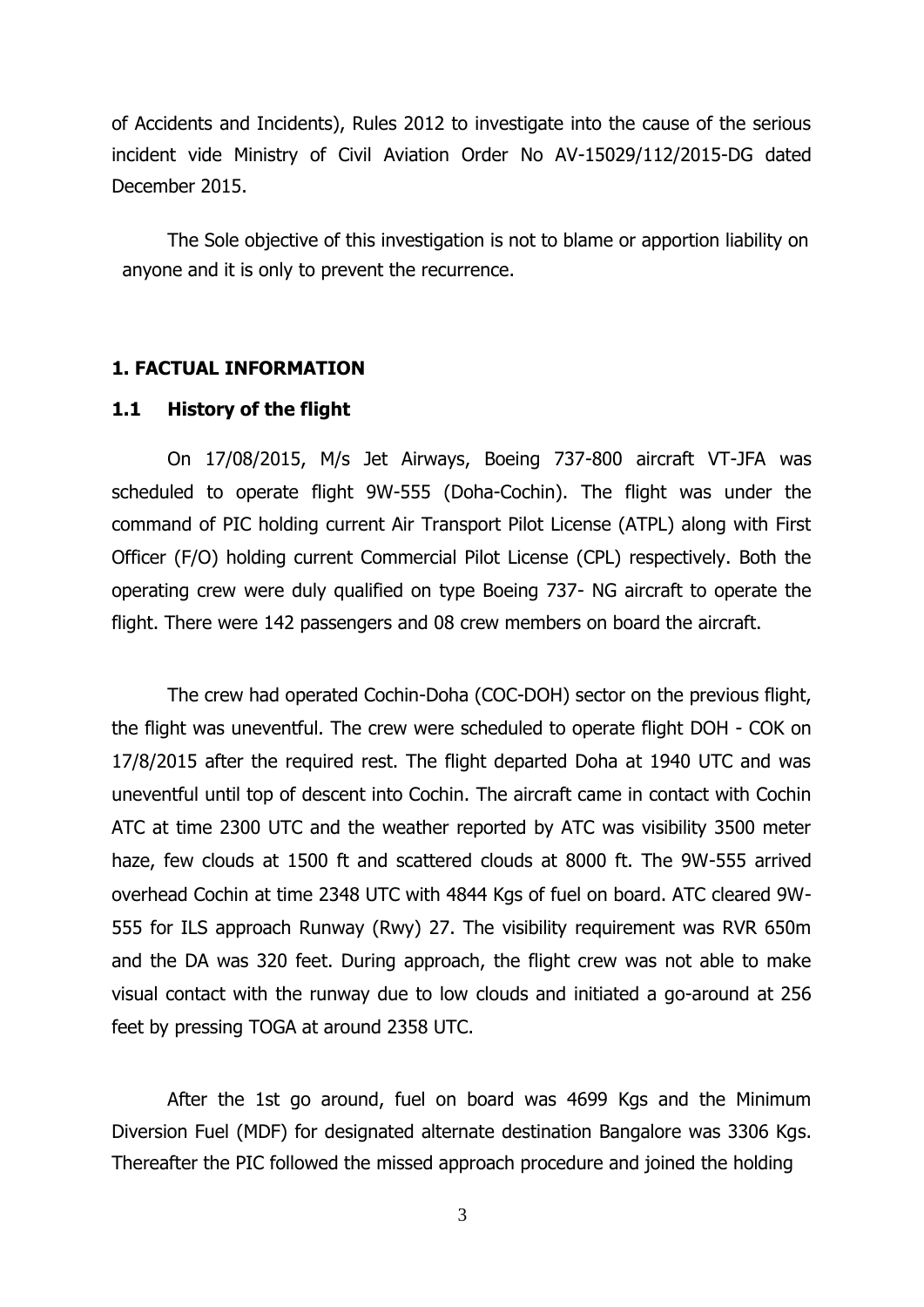of Accidents and Incidents), Rules 2012 to investigate into the cause of the serious incident vide Ministry of Civil Aviation Order No AV-15029/112/2015-DG dated December 2015.

The Sole objective of this investigation is not to blame or apportion liability on anyone and it is only to prevent the recurrence.

## 1. FACTUAL INFORMATION

### 1.1 History of the flight

On 17/08/2015, M/s Jet Airways, Boeing 737-800 aircraft VT-JFA was scheduled to operate flight 9W-555 (Doha-Cochin). The flight was under the command of PIC holding current Air Transport Pilot License (ATPL) along with First Officer (F/O) holding current Commercial Pilot License (CPL) respectively. Both the operating crew were duly qualified on type Boeing 737- NG aircraft to operate the flight. There were 142 passengers and 08 crew members on board the aircraft.

The crew had operated Cochin-Doha (COC-DOH) sector on the previous flight, the flight was uneventful. The crew were scheduled to operate flight DOH - COK on 17/8/2015 after the required rest. The flight departed Doha at 1940 UTC and was uneventful until top of descent into Cochin. The aircraft came in contact with Cochin ATC at time 2300 UTC and the weather reported by ATC was visibility 3500 meter haze, few clouds at 1500 ft and scattered clouds at 8000 ft. The 9W-555 arrived overhead Cochin at time 2348 UTC with 4844 Kgs of fuel on board. ATC cleared 9W-555 for ILS approach Runway (Rwy) 27. The visibility requirement was RVR 650m and the DA was 320 feet. During approach, the flight crew was not able to make visual contact with the runway due to low clouds and initiated a go-around at 256 feet by pressing TOGA at around 2358 UTC.

After the 1st go around, fuel on board was 4699 Kgs and the Minimum Diversion Fuel (MDF) for designated alternate destination Bangalore was 3306 Kgs. Thereafter the PIC followed the missed approach procedure and joined the holding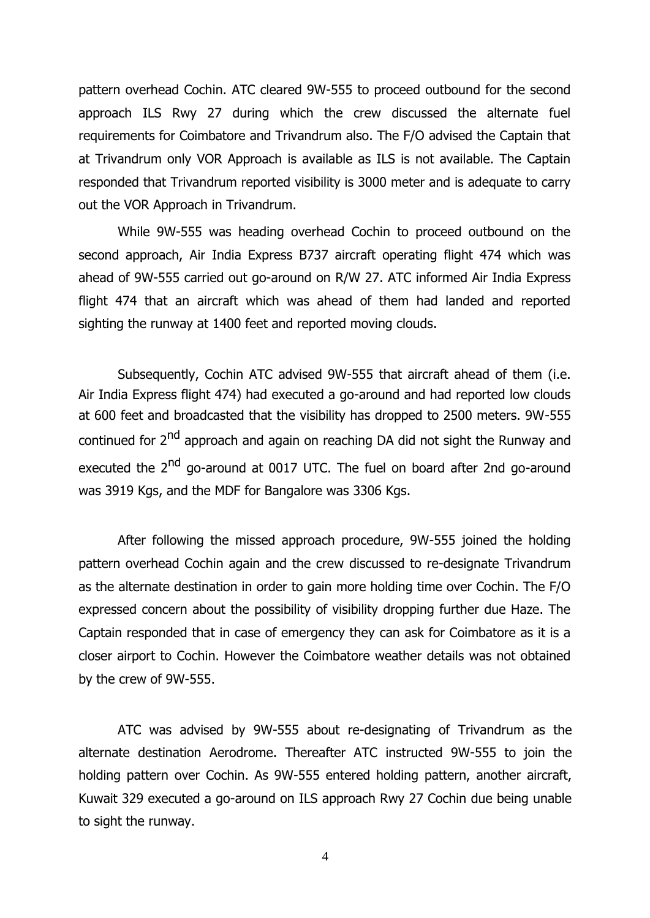pattern overhead Cochin. ATC cleared 9W-555 to proceed outbound for the second approach ILS Rwy 27 during which the crew discussed the alternate fuel requirements for Coimbatore and Trivandrum also. The F/O advised the Captain that at Trivandrum only VOR Approach is available as ILS is not available. The Captain responded that Trivandrum reported visibility is 3000 meter and is adequate to carry out the VOR Approach in Trivandrum.

While 9W-555 was heading overhead Cochin to proceed outbound on the second approach, Air India Express B737 aircraft operating flight 474 which was ahead of 9W-555 carried out go-around on R/W 27. ATC informed Air India Express flight 474 that an aircraft which was ahead of them had landed and reported sighting the runway at 1400 feet and reported moving clouds.

Subsequently, Cochin ATC advised 9W-555 that aircraft ahead of them (i.e. Air India Express flight 474) had executed a go-around and had reported low clouds at 600 feet and broadcasted that the visibility has dropped to 2500 meters. 9W-555 continued for 2nd approach and again on reaching DA did not sight the Runway and executed the 2nd go-around at 0017 UTC. The fuel on board after 2nd go-around was 3919 Kgs, and the MDF for Bangalore was 3306 Kgs.

After following the missed approach procedure, 9W-555 joined the holding pattern overhead Cochin again and the crew discussed to re-designate Trivandrum as the alternate destination in order to gain more holding time over Cochin. The F/O expressed concern about the possibility of visibility dropping further due Haze. The Captain responded that in case of emergency they can ask for Coimbatore as it is a closer airport to Cochin. However the Coimbatore weather details was not obtained by the crew of 9W-555.

ATC was advised by 9W-555 about re-designating of Trivandrum as the alternate destination Aerodrome. Thereafter ATC instructed 9W-555 to join the holding pattern over Cochin. As 9W-555 entered holding pattern, another aircraft, Kuwait 329 executed a go-around on ILS approach Rwy 27 Cochin due being unable to sight the runway.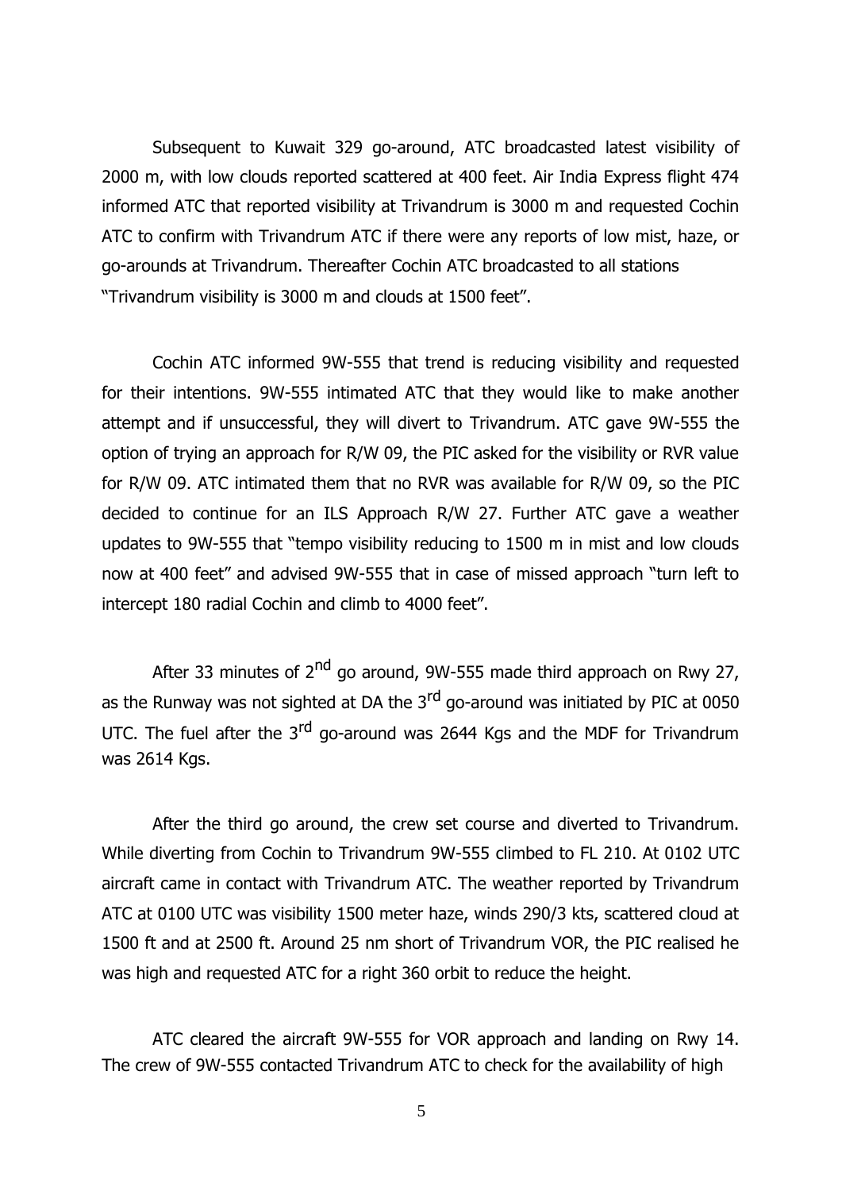Subsequent to Kuwait 329 go-around, ATC broadcasted latest visibility of 2000 m, with low clouds reported scattered at 400 feet. Air India Express flight 474 informed ATC that reported visibility at Trivandrum is 3000 m and requested Cochin ATC to confirm with Trivandrum ATC if there were any reports of low mist, haze, or go-arounds at Trivandrum. Thereafter Cochin ATC broadcasted to all stations "Trivandrum visibility is 3000 m and clouds at 1500 feet".

Cochin ATC informed 9W-555 that trend is reducing visibility and requested for their intentions. 9W-555 intimated ATC that they would like to make another attempt and if unsuccessful, they will divert to Trivandrum. ATC gave 9W-555 the option of trying an approach for R/W 09, the PIC asked for the visibility or RVR value for R/W 09. ATC intimated them that no RVR was available for R/W 09, so the PIC decided to continue for an ILS Approach R/W 27. Further ATC gave a weather updates to 9W-555 that "tempo visibility reducing to 1500 m in mist and low clouds now at 400 feet" and advised 9W-555 that in case of missed approach "turn left to intercept 180 radial Cochin and climb to 4000 feet".

After 33 minutes of 2nd go around, 9W-555 made third approach on Rwy 27, as the Runway was not sighted at DA the 3rd go-around was initiated by PIC at 0050 UTC. The fuel after the 3rd go-around was 2644 Kgs and the MDF for Trivandrum was 2614 Kgs.

After the third go around, the crew set course and diverted to Trivandrum. While diverting from Cochin to Trivandrum 9W-555 climbed to FL 210. At 0102 UTC aircraft came in contact with Trivandrum ATC. The weather reported by Trivandrum ATC at 0100 UTC was visibility 1500 meter haze, winds 290/3 kts, scattered cloud at 1500 ft and at 2500 ft. Around 25 nm short of Trivandrum VOR, the PIC realised he was high and requested ATC for a right 360 orbit to reduce the height.

ATC cleared the aircraft 9W-555 for VOR approach and landing on Rwy 14. The crew of 9W-555 contacted Trivandrum ATC to check for the availability of high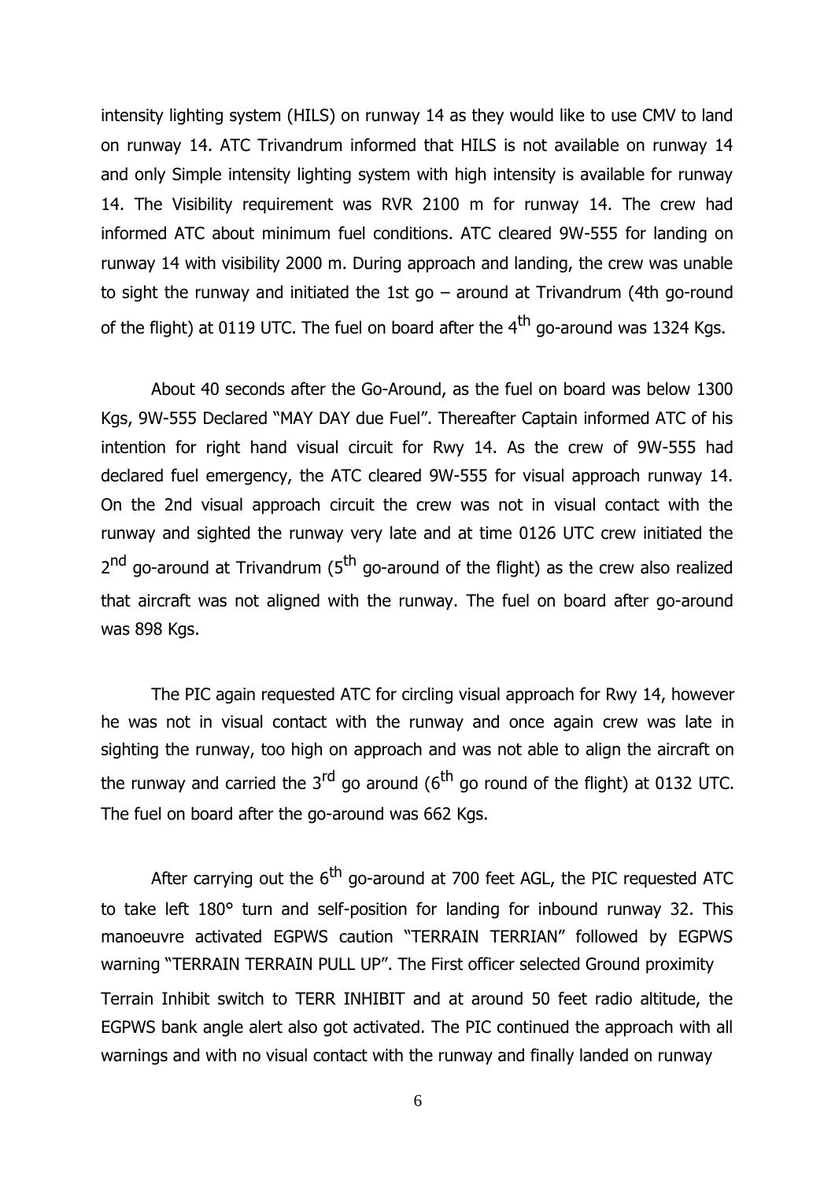intensity lighting system (HILS) on runway 14 as they would like to use CMV to land on runway 14. ATC Trivandrum informed that HILS is not available on runway 14 and only Simple intensity lighting system with high intensity is available for runway 14. The Visibility requirement was RVR 2100 m for runway 14. The crew had informed ATC about minimum fuel conditions. ATC cleared 9W-555 for landing on runway 14 with visibility 2000 m. During approach and landing, the crew was unable to sight the runway and initiated the 1st go – around at Trivandrum (4th go-round of the flight) at 0119 UTC. The fuel on board after the 4th go-around was 1324 Kgs.

About 40 seconds after the Go-Around, as the fuel on board was below 1300 Kgs, 9W-555 Declared "MAY DAY due Fuel". Thereafter Captain informed ATC of his intention for right hand visual circuit for Rwy 14. As the crew of 9W-555 had declared fuel emergency, the ATC cleared 9W-555 for visual approach runway 14. On the 2nd visual approach circuit the crew was not in visual contact with the runway and sighted the runway very late and at time 0126 UTC crew initiated the 2nd go-around at Trivandrum (5th go-around of the flight) as the crew also realized that aircraft was not aligned with the runway. The fuel on board after go-around was 898 Kgs.

The PIC again requested ATC for circling visual approach for Rwy 14, however he was not in visual contact with the runway and once again crew was late in sighting the runway, too high on approach and was not able to align the aircraft on the runway and carried the 3rd go around (6th go round of the flight) at 0132 UTC. The fuel on board after the go-around was 662 Kgs.

After carrying out the 6th go-around at 700 feet AGL, the PIC requested ATC to take left 180° turn and self-position for landing for inbound runway 32. This manoeuvre activated EGPWS caution "TERRAIN TERRIAN" followed by EGPWS warning "TERRAIN TERRAIN PULL UP". The First officer selected Ground proximity Terrain Inhibit switch to TERR INHIBIT and at around 50 feet radio altitude, the EGPWS bank angle alert also got activated. The PIC continued the approach with all warnings and with no visual contact with the runway and finally landed on runway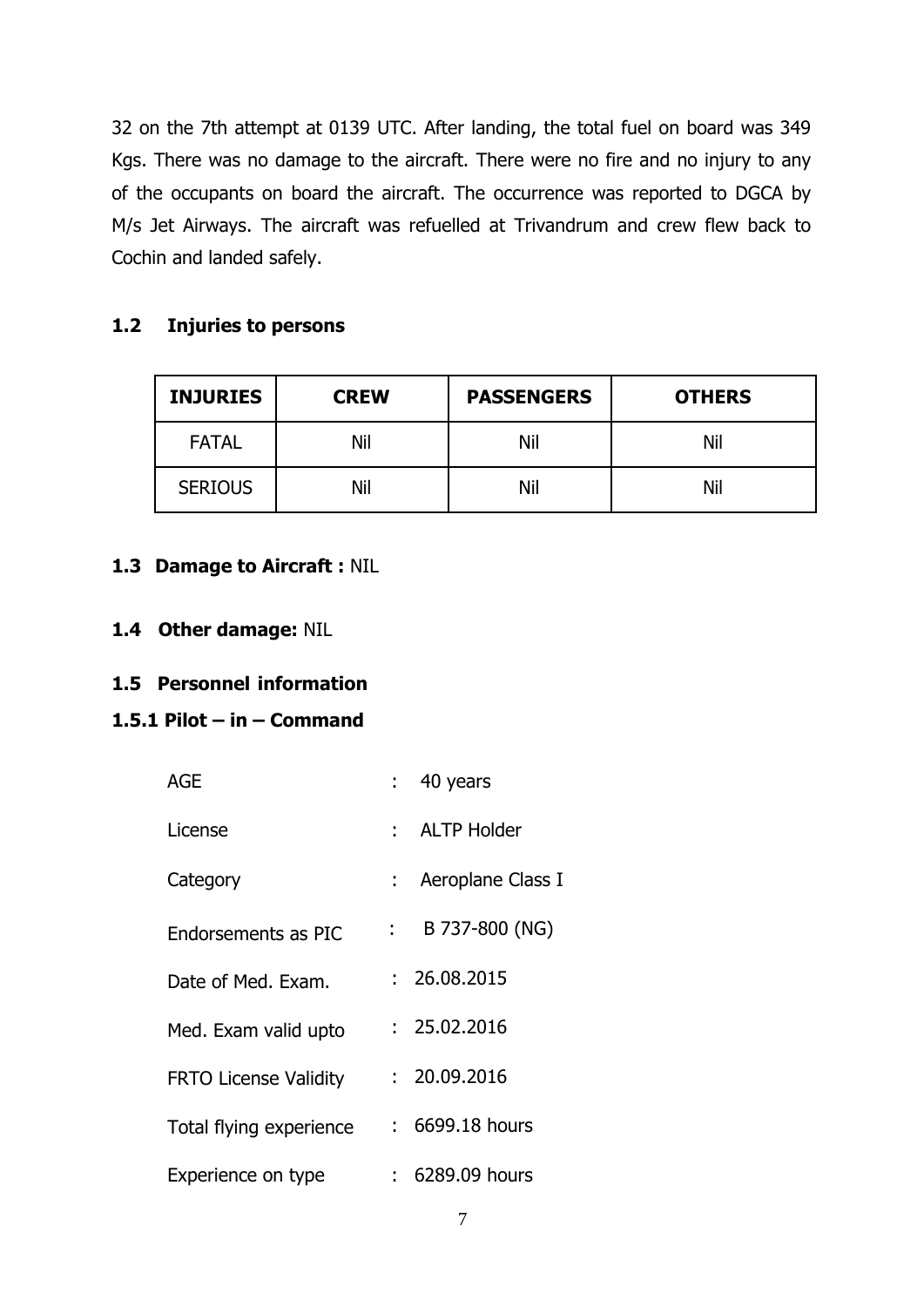32 on the 7th attempt at 0139 UTC. After landing, the total fuel on board was 349 Kgs. There was no damage to the aircraft. There were no fire and no injury to any of the occupants on board the aircraft. The occurrence was reported to DGCA by M/s Jet Airways. The aircraft was refuelled at Trivandrum and crew flew back to Cochin and landed safely.

### 1.2 Injuries to persons

| INJURIES | CREW | PASSENGERS | OTHERS |
|---|---|---|---|
| FATAL | Nil | Nil | Nil |
| SERIOUS | Nil | Nil | Nil |

### 1.3 Damage to Aircraft : NIL

### 1.4 Other damage: NIL

### 1.5 Personnel information

#### 1.5.1 Pilot – in – Command

| | | |
|---|---|---|
| AGE | : | 40 years |
| License | : | ALTP Holder |
| Category | : | Aeroplane Class I |
| Endorsements as PIC | : | B 737-800 (NG) |
| Date of Med. Exam. | : | 26.08.2015 |
| Med. Exam valid upto | : | 25.02.2016 |
| FRTO License Validity | : | 20.09.2016 |
| Total flying experience | : | 6699.18 hours |
| Experience on type | : | 6289.09 hours |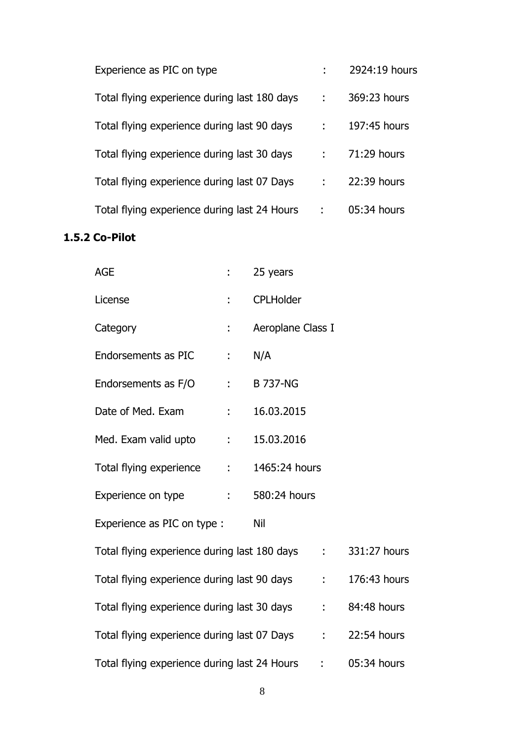Experience as PIC on type : 2924:19 hours

Total flying experience during last 180 days : 369:23 hours

Total flying experience during last 90 days : 197:45 hours

Total flying experience during last 30 days : 71:29 hours

Total flying experience during last 07 Days : 22:39 hours

Total flying experience during last 24 Hours : 05:34 hours

### 1.5.2 Co-Pilot

AGE : 25 years

License : CPLHolder

Category : Aeroplane Class I

Endorsements as PIC : N/A

Endorsements as F/O : B 737-NG

Date of Med. Exam : 16.03.2015

Med. Exam valid upto : 15.03.2016

Total flying experience : 1465:24 hours

Experience on type : 580:24 hours

Experience as PIC on type : Nil

Total flying experience during last 180 days : 331:27 hours

Total flying experience during last 90 days : 176:43 hours

Total flying experience during last 30 days : 84:48 hours

Total flying experience during last 07 Days : 22:54 hours

Total flying experience during last 24 Hours : 05:34 hours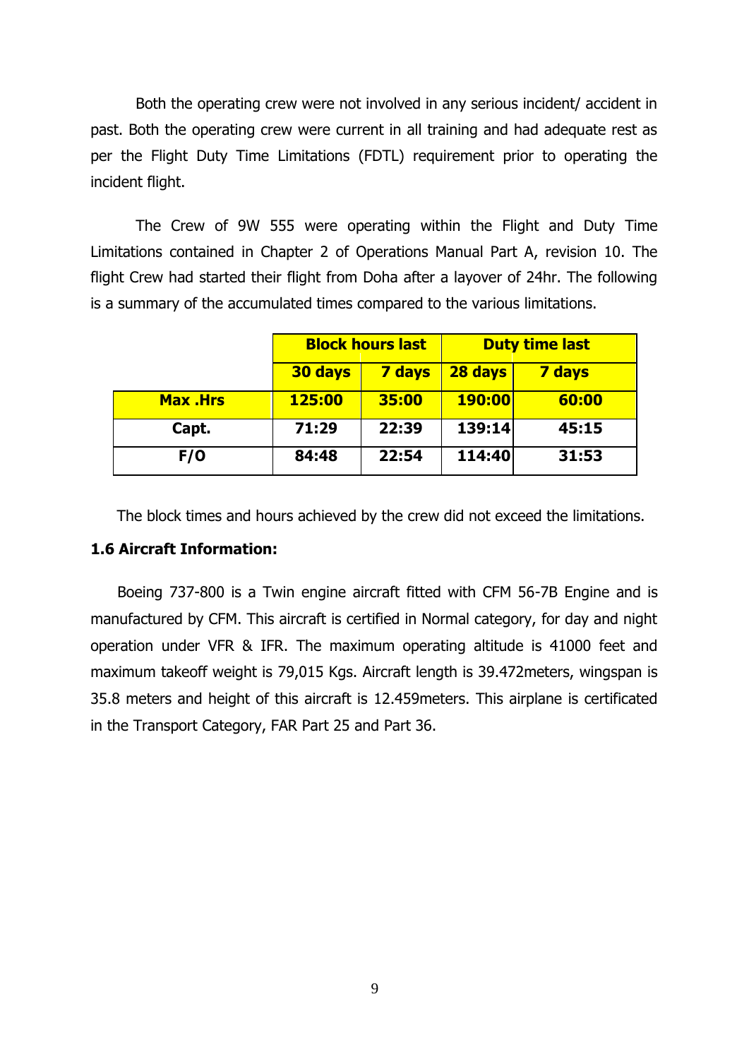Both the operating crew were not involved in any serious incident/ accident in past. Both the operating crew were current in all training and had adequate rest as per the Flight Duty Time Limitations (FDTL) requirement prior to operating the incident flight.

The Crew of 9W 555 were operating within the Flight and Duty Time Limitations contained in Chapter 2 of Operations Manual Part A, revision 10. The flight Crew had started their flight from Doha after a layover of 24hr. The following is a summary of the accumulated times compared to the various limitations.

| | **Block hours last** | | **Duty time last** | |
|---|---|---|---|---|
| | **30 days** | **7 days** | **28 days** | **7 days** |
| **Max .Hrs** | **125:00** | **35:00** | **190:00** | **60:00** |
| **Capt.** | **71:29** | **22:39** | **139:14** | **45:15** |
| **F/O** | **84:48** | **22:54** | **114:40** | **31:53** |

The block times and hours achieved by the crew did not exceed the limitations.

**1.6 Aircraft Information:**

Boeing 737-800 is a Twin engine aircraft fitted with CFM 56-7B Engine and is manufactured by CFM. This aircraft is certified in Normal category, for day and night operation under VFR & IFR. The maximum operating altitude is 41000 feet and maximum takeoff weight is 79,015 Kgs. Aircraft length is 39.472meters, wingspan is 35.8 meters and height of this aircraft is 12.459meters. This airplane is certificated in the Transport Category, FAR Part 25 and Part 36.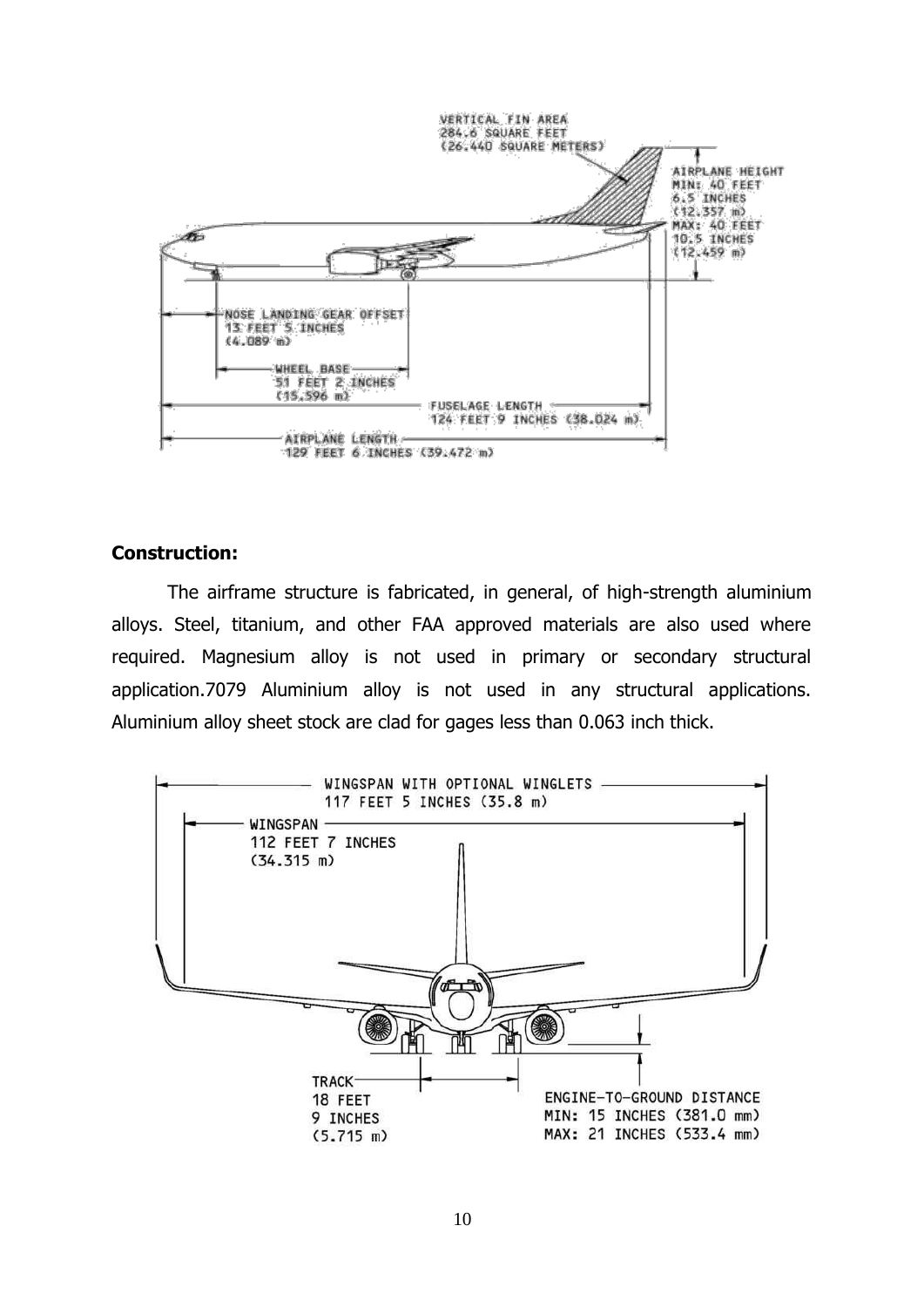**Construction:**

The airframe structure is fabricated, in general, of high-strength aluminium alloys. Steel, titanium, and other FAA approved materials are also used where required. Magnesium alloy is not used in primary or secondary structural application.7079 Aluminium alloy is not used in any structural applications. Aluminium alloy sheet stock are clad for gages less than 0.063 inch thick.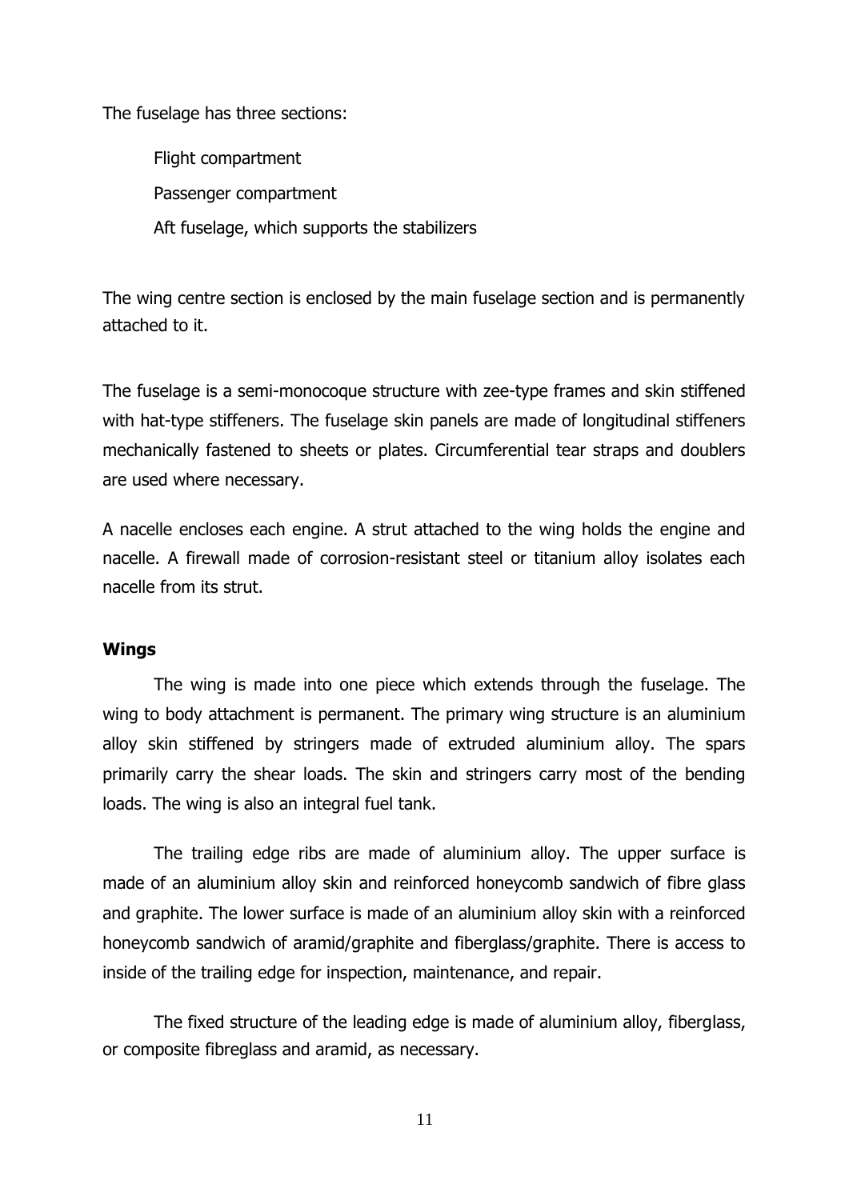The fuselage has three sections:

- Flight compartment
- Passenger compartment
- Aft fuselage, which supports the stabilizers

The wing centre section is enclosed by the main fuselage section and is permanently attached to it.

The fuselage is a semi-monocoque structure with zee-type frames and skin stiffened with hat-type stiffeners. The fuselage skin panels are made of longitudinal stiffeners mechanically fastened to sheets or plates. Circumferential tear straps and doublers are used where necessary.

A nacelle encloses each engine. A strut attached to the wing holds the engine and nacelle. A firewall made of corrosion-resistant steel or titanium alloy isolates each nacelle from its strut.

**Wings**

The wing is made into one piece which extends through the fuselage. The wing to body attachment is permanent. The primary wing structure is an aluminium alloy skin stiffened by stringers made of extruded aluminium alloy. The spars primarily carry the shear loads. The skin and stringers carry most of the bending loads. The wing is also an integral fuel tank.

The trailing edge ribs are made of aluminium alloy. The upper surface is made of an aluminium alloy skin and reinforced honeycomb sandwich of fibre glass and graphite. The lower surface is made of an aluminium alloy skin with a reinforced honeycomb sandwich of aramid/graphite and fiberglass/graphite. There is access to inside of the trailing edge for inspection, maintenance, and repair.

The fixed structure of the leading edge is made of aluminium alloy, fiberglass, or composite fibreglass and aramid, as necessary.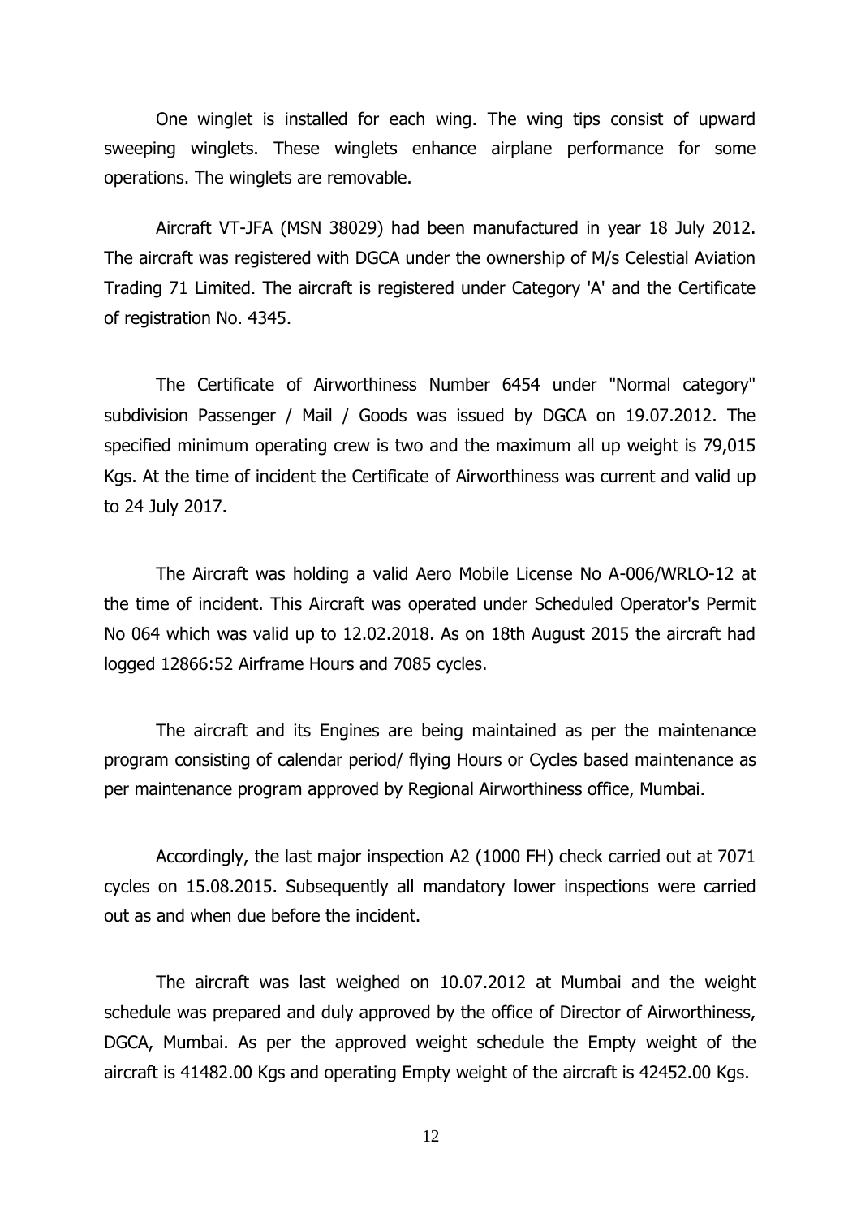One winglet is installed for each wing. The wing tips consist of upward sweeping winglets. These winglets enhance airplane performance for some operations. The winglets are removable.

Aircraft VT-JFA (MSN 38029) had been manufactured in year 18 July 2012. The aircraft was registered with DGCA under the ownership of M/s Celestial Aviation Trading 71 Limited. The aircraft is registered under Category 'A' and the Certificate of registration No. 4345.

The Certificate of Airworthiness Number 6454 under "Normal category" subdivision Passenger / Mail / Goods was issued by DGCA on 19.07.2012. The specified minimum operating crew is two and the maximum all up weight is 79,015 Kgs. At the time of incident the Certificate of Airworthiness was current and valid up to 24 July 2017.

The Aircraft was holding a valid Aero Mobile License No A-006/WRLO-12 at the time of incident. This Aircraft was operated under Scheduled Operator's Permit No 064 which was valid up to 12.02.2018. As on 18th August 2015 the aircraft had logged 12866:52 Airframe Hours and 7085 cycles.

The aircraft and its Engines are being maintained as per the maintenance program consisting of calendar period/ flying Hours or Cycles based maintenance as per maintenance program approved by Regional Airworthiness office, Mumbai.

Accordingly, the last major inspection A2 (1000 FH) check carried out at 7071 cycles on 15.08.2015. Subsequently all mandatory lower inspections were carried out as and when due before the incident.

The aircraft was last weighed on 10.07.2012 at Mumbai and the weight schedule was prepared and duly approved by the office of Director of Airworthiness, DGCA, Mumbai. As per the approved weight schedule the Empty weight of the aircraft is 41482.00 Kgs and operating Empty weight of the aircraft is 42452.00 Kgs.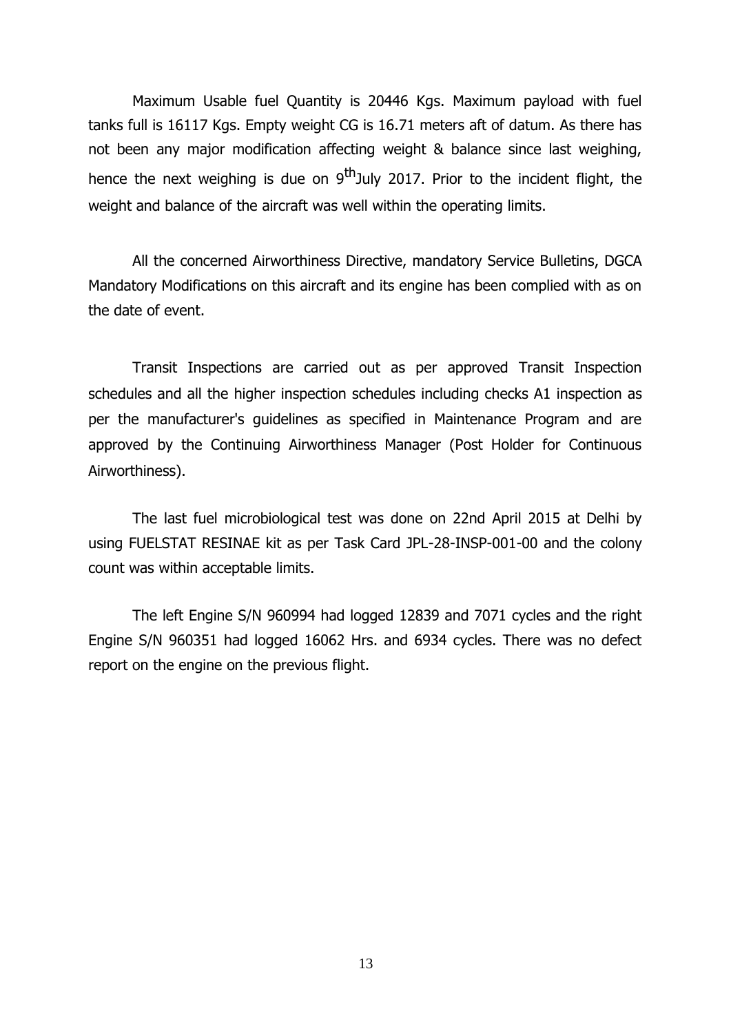Maximum Usable fuel Quantity is 20446 Kgs. Maximum payload with fuel tanks full is 16117 Kgs. Empty weight CG is 16.71 meters aft of datum. As there has not been any major modification affecting weight & balance since last weighing, hence the next weighing is due on 9th July 2017. Prior to the incident flight, the weight and balance of the aircraft was well within the operating limits.

All the concerned Airworthiness Directive, mandatory Service Bulletins, DGCA Mandatory Modifications on this aircraft and its engine has been complied with as on the date of event.

Transit Inspections are carried out as per approved Transit Inspection schedules and all the higher inspection schedules including checks A1 inspection as per the manufacturer's guidelines as specified in Maintenance Program and are approved by the Continuing Airworthiness Manager (Post Holder for Continuous Airworthiness).

The last fuel microbiological test was done on 22nd April 2015 at Delhi by using FUELSTAT RESINAE kit as per Task Card JPL-28-INSP-001-00 and the colony count was within acceptable limits.

The left Engine S/N 960994 had logged 12839 and 7071 cycles and the right Engine S/N 960351 had logged 16062 Hrs. and 6934 cycles. There was no defect report on the engine on the previous flight.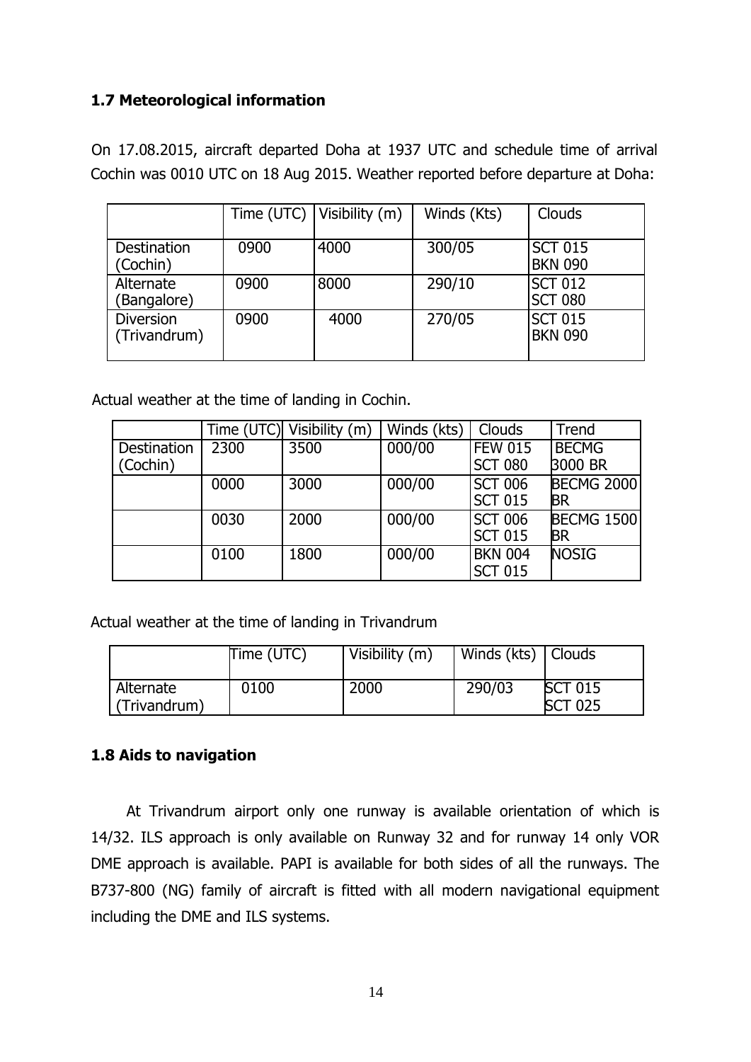### 1.7 Meteorological information

On 17.08.2015, aircraft departed Doha at 1937 UTC and schedule time of arrival Cochin was 0010 UTC on 18 Aug 2015. Weather reported before departure at Doha:

| | Time (UTC) | Visibility (m) | Winds (Kts) | Clouds |
|---|---|---|---|---|
| Destination (Cochin) | 0900 | 4000 | 300/05 | SCT 015 BKN 090 |
| Alternate (Bangalore) | 0900 | 8000 | 290/10 | SCT 012 SCT 080 |
| Diversion (Trivandrum) | 0900 | 4000 | 270/05 | SCT 015 BKN 090 |

Actual weather at the time of landing in Cochin.

| | Time (UTC) | Visibility (m) | Winds (kts) | Clouds | Trend |
|---|---|---|---|---|---|
| Destination (Cochin) | 2300 | 3500 | 000/00 | FEW 015 SCT 080 | BECMG 3000 BR |
| | 0000 | 3000 | 000/00 | SCT 006 SCT 015 | BECMG 2000 BR |
| | 0030 | 2000 | 000/00 | SCT 006 SCT 015 | BECMG 1500 BR |
| | 0100 | 1800 | 000/00 | BKN 004 SCT 015 | NOSIG |

Actual weather at the time of landing in Trivandrum

| | Time (UTC) | Visibility (m) | Winds (kts) | Clouds |
|---|---|---|---|---|
| Alternate (Trivandrum) | 0100 | 2000 | 290/03 | SCT 015 SCT 025 |

### 1.8 Aids to navigation

At Trivandrum airport only one runway is available orientation of which is 14/32. ILS approach is only available on Runway 32 and for runway 14 only VOR DME approach is available. PAPI is available for both sides of all the runways. The B737-800 (NG) family of aircraft is fitted with all modern navigational equipment including the DME and ILS systems.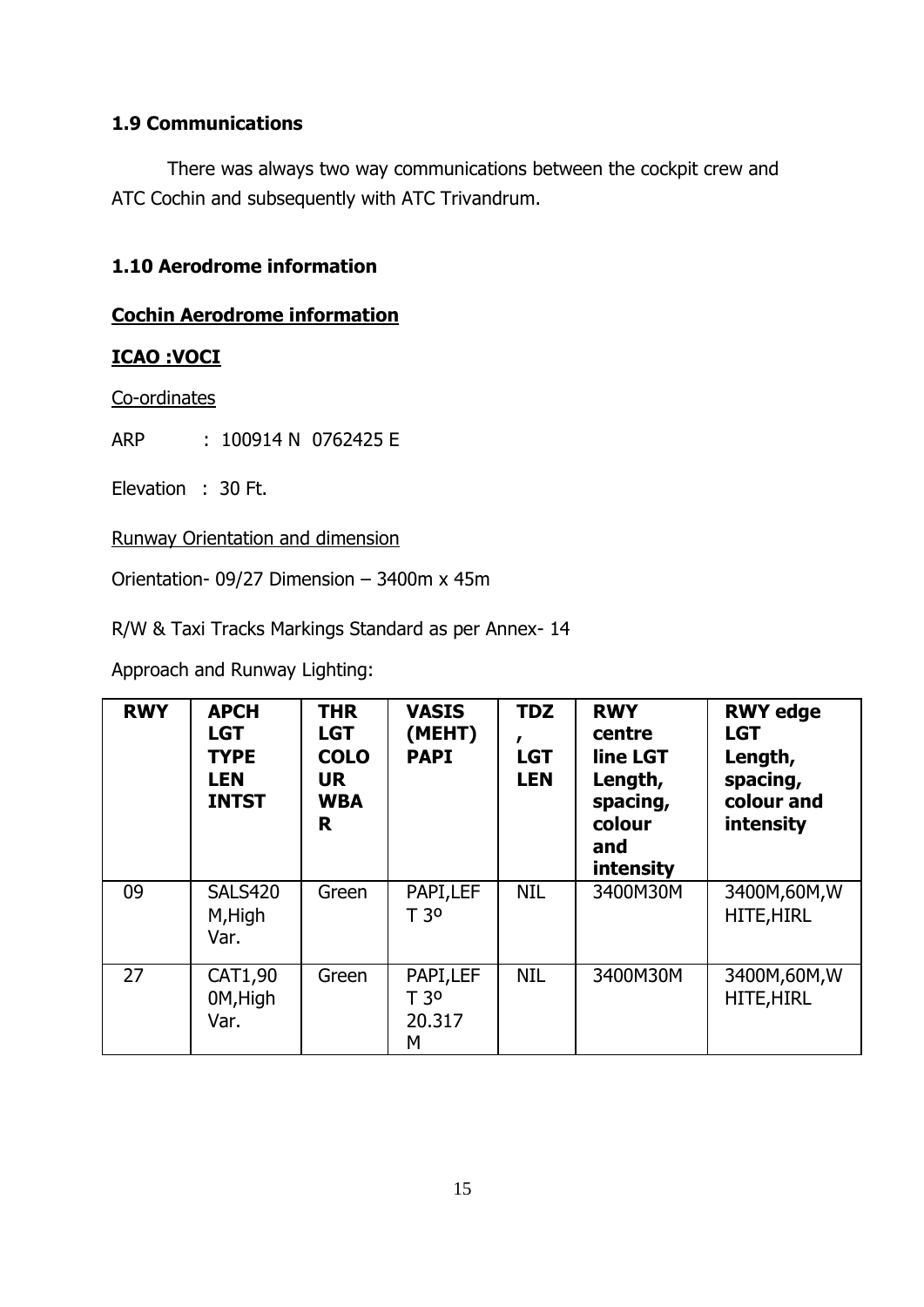### 1.9 Communications

There was always two way communications between the cockpit crew and ATC Cochin and subsequently with ATC Trivandrum.

### 1.10 Aerodrome information

**Cochin Aerodrome information**

**ICAO :VOCI**

Co-ordinates

ARP : 100914 N 0762425 E

Elevation : 30 Ft.

Runway Orientation and dimension

Orientation- 09/27 Dimension – 3400m x 45m

R/W & Taxi Tracks Markings Standard as per Annex- 14

Approach and Runway Lighting:

| RWY | APCH LGT TYPE LEN INTST | THR LGT COLOUR WBAR | VASIS (MEHT) PAPI | TDZ, LGT LEN | RWY centre line LGT Length, spacing, colour and intensity | RWY edge LGT Length, spacing, colour and intensity |
|---|---|---|---|---|---|---|
| 09 | SALS420M,High Var. | Green | PAPI,LEFT 3º | NIL | 3400M30M | 3400M,60M,WHITE,HIRL |
| 27 | CAT1,900M,High Var. | Green | PAPI,LEFT 3º 20.317M | NIL | 3400M30M | 3400M,60M,WHITE,HIRL |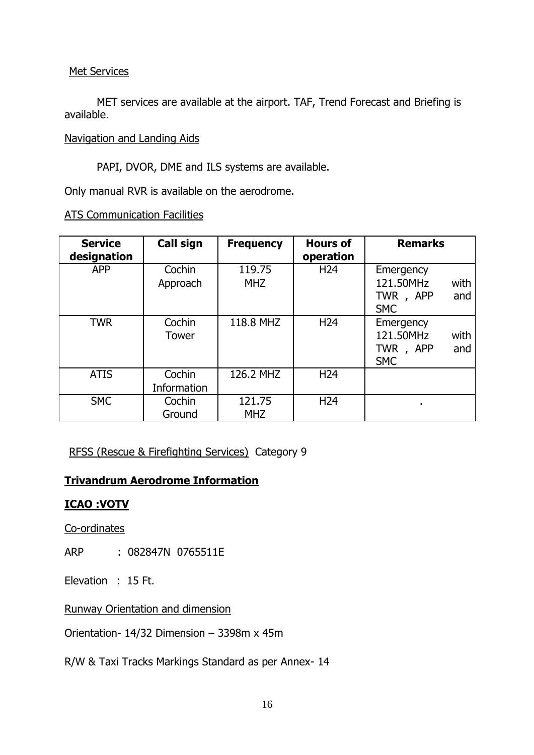Met Services

MET services are available at the airport. TAF, Trend Forecast and Briefing is available.

Navigation and Landing Aids

PAPI, DVOR, DME and ILS systems are available.

Only manual RVR is available on the aerodrome.

ATS Communication Facilities

| Service designation | Call sign | Frequency | Hours of operation | Remarks |
|---|---|---|---|---|
| APP | Cochin Approach | 119.75 MHZ | H24 | Emergency 121.50MHz with TWR , APP and SMC |
| TWR | Cochin Tower | 118.8 MHZ | H24 | Emergency 121.50MHz with TWR , APP and SMC |
| ATIS | Cochin Information | 126.2 MHZ | H24 | |
| SMC | Cochin Ground | 121.75 MHZ | H24 | . |

RFSS (Rescue & Firefighting Services) Category 9

## Trivandrum Aerodrome Information

## ICAO :VOTV

Co-ordinates

ARP : 082847N 0765511E

Elevation : 15 Ft.

Runway Orientation and dimension

Orientation- 14/32 Dimension – 3398m x 45m

R/W & Taxi Tracks Markings Standard as per Annex- 14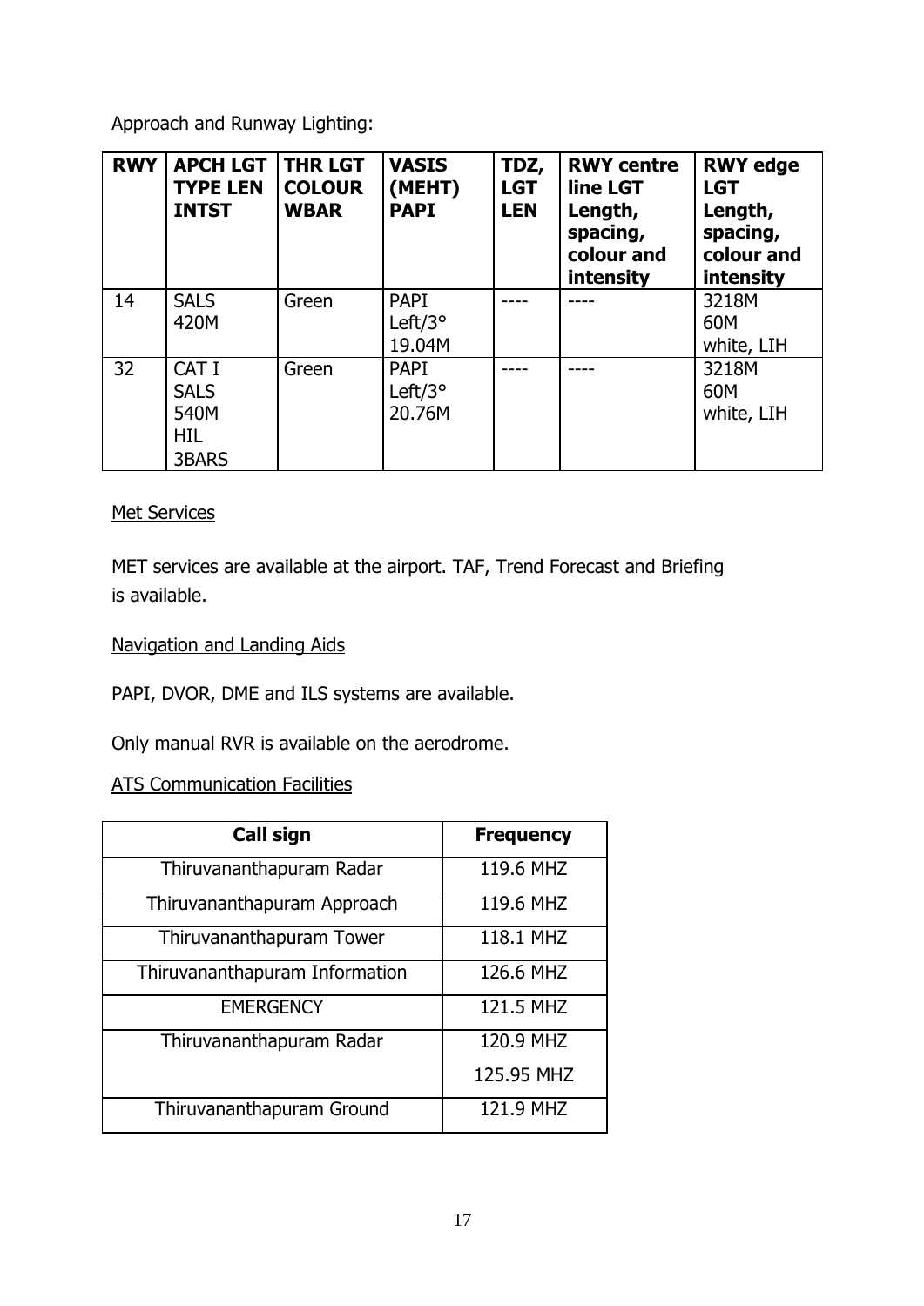Approach and Runway Lighting:

| RWY | APCH LGT TYPE LEN INTST | THR LGT COLOUR WBAR | VASIS (MEHT) PAPI | TDZ, LGT LEN | RWY centre line LGT Length, spacing, colour and intensity | RWY edge LGT Length, spacing, colour and intensity |
|---|---|---|---|---|---|---|
| 14 | SALS<br>420M | Green | PAPI<br>Left/3°<br>19.04M | ---- | ---- | 3218M<br>60M<br>white, LIH |
| 32 | CAT I<br>SALS<br>540M<br>HIL<br>3BARS | Green | PAPI<br>Left/3°<br>20.76M | ---- | ---- | 3218M<br>60M<br>white, LIH |

Met Services

MET services are available at the airport. TAF, Trend Forecast and Briefing is available.

Navigation and Landing Aids

PAPI, DVOR, DME and ILS systems are available.

Only manual RVR is available on the aerodrome.

ATS Communication Facilities

| Call sign | Frequency |
|---|---|
| Thiruvananthapuram Radar | 119.6 MHZ |
| Thiruvananthapuram Approach | 119.6 MHZ |
| Thiruvananthapuram Tower | 118.1 MHZ |
| Thiruvananthapuram Information | 126.6 MHZ |
| EMERGENCY | 121.5 MHZ |
| Thiruvananthapuram Radar | 120.9 MHZ<br>125.95 MHZ |
| Thiruvananthapuram Ground | 121.9 MHZ |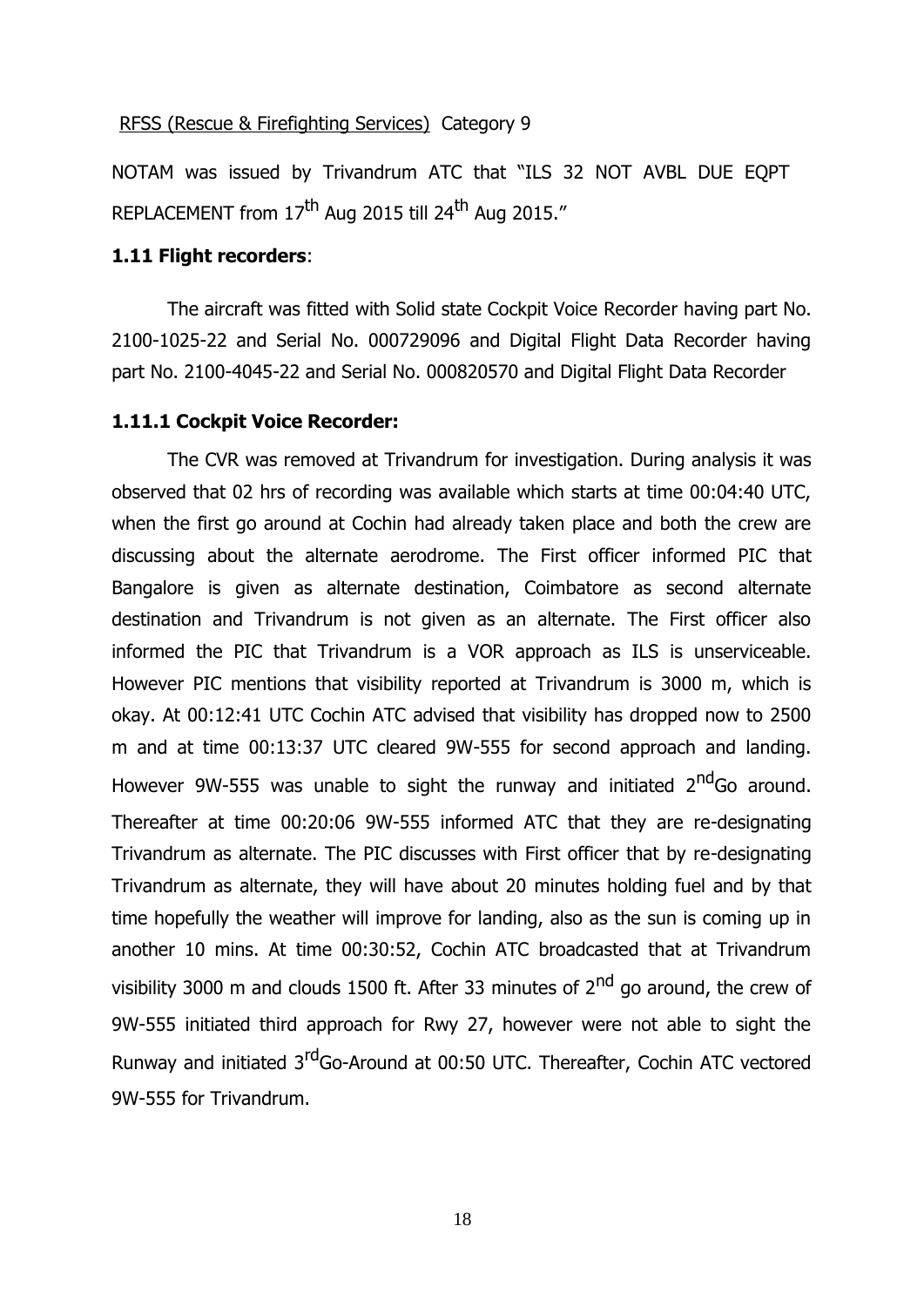RFSS (Rescue & Firefighting Services) Category 9

NOTAM was issued by Trivandrum ATC that "ILS 32 NOT AVBL DUE EQPT REPLACEMENT from 17th Aug 2015 till 24th Aug 2015."

### 1.11 Flight recorders:

The aircraft was fitted with Solid state Cockpit Voice Recorder having part No. 2100-1025-22 and Serial No. 000729096 and Digital Flight Data Recorder having part No. 2100-4045-22 and Serial No. 000820570 and Digital Flight Data Recorder

### 1.11.1 Cockpit Voice Recorder:

The CVR was removed at Trivandrum for investigation. During analysis it was observed that 02 hrs of recording was available which starts at time 00:04:40 UTC, when the first go around at Cochin had already taken place and both the crew are discussing about the alternate aerodrome. The First officer informed PIC that Bangalore is given as alternate destination, Coimbatore as second alternate destination and Trivandrum is not given as an alternate. The First officer also informed the PIC that Trivandrum is a VOR approach as ILS is unserviceable. However PIC mentions that visibility reported at Trivandrum is 3000 m, which is okay. At 00:12:41 UTC Cochin ATC advised that visibility has dropped now to 2500 m and at time 00:13:37 UTC cleared 9W-555 for second approach and landing. However 9W-555 was unable to sight the runway and initiated 2nd Go around. Thereafter at time 00:20:06 9W-555 informed ATC that they are re-designating Trivandrum as alternate. The PIC discusses with First officer that by re-designating Trivandrum as alternate, they will have about 20 minutes holding fuel and by that time hopefully the weather will improve for landing, also as the sun is coming up in another 10 mins. At time 00:30:52, Cochin ATC broadcasted that at Trivandrum visibility 3000 m and clouds 1500 ft. After 33 minutes of 2nd go around, the crew of 9W-555 initiated third approach for Rwy 27, however were not able to sight the Runway and initiated 3rd Go-Around at 00:50 UTC. Thereafter, Cochin ATC vectored 9W-555 for Trivandrum.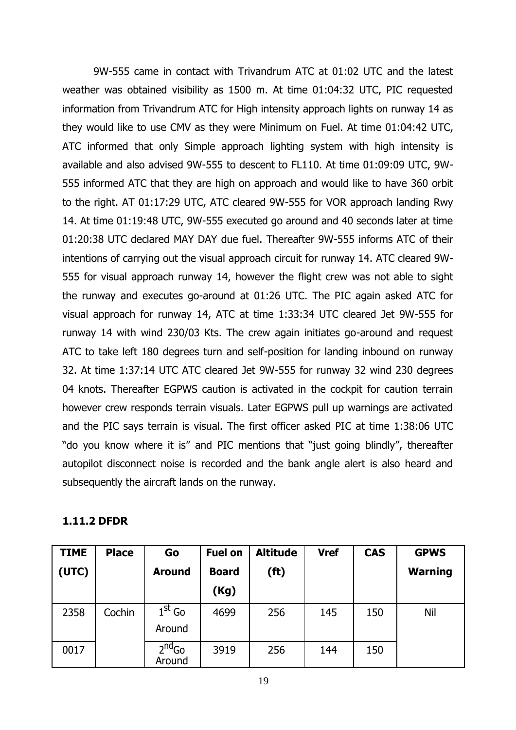9W-555 came in contact with Trivandrum ATC at 01:02 UTC and the latest weather was obtained visibility as 1500 m. At time 01:04:32 UTC, PIC requested information from Trivandrum ATC for High intensity approach lights on runway 14 as they would like to use CMV as they were Minimum on Fuel. At time 01:04:42 UTC, ATC informed that only Simple approach lighting system with high intensity is available and also advised 9W-555 to descent to FL110. At time 01:09:09 UTC, 9W-555 informed ATC that they are high on approach and would like to have 360 orbit to the right. AT 01:17:29 UTC, ATC cleared 9W-555 for VOR approach landing Rwy 14. At time 01:19:48 UTC, 9W-555 executed go around and 40 seconds later at time 01:20:38 UTC declared MAY DAY due fuel. Thereafter 9W-555 informs ATC of their intentions of carrying out the visual approach circuit for runway 14. ATC cleared 9W-555 for visual approach runway 14, however the flight crew was not able to sight the runway and executes go-around at 01:26 UTC. The PIC again asked ATC for visual approach for runway 14, ATC at time 1:33:34 UTC cleared Jet 9W-555 for runway 14 with wind 230/03 Kts. The crew again initiates go-around and request ATC to take left 180 degrees turn and self-position for landing inbound on runway 32. At time 1:37:14 UTC ATC cleared Jet 9W-555 for runway 32 wind 230 degrees 04 knots. Thereafter EGPWS caution is activated in the cockpit for caution terrain however crew responds terrain visuals. Later EGPWS pull up warnings are activated and the PIC says terrain is visual. The first officer asked PIC at time 1:38:06 UTC "do you know where it is" and PIC mentions that "just going blindly", thereafter autopilot disconnect noise is recorded and the bank angle alert is also heard and subsequently the aircraft lands on the runway.

**1.11.2 DFDR**

| TIME (UTC) | Place | Go Around | Fuel on Board (Kg) | Altitude (ft) | Vref | CAS | GPWS Warning |
|---|---|---|---|---|---|---|---|
| 2358 | Cochin | 1st Go Around | 4699 | 256 | 145 | 150 | Nil |
| 0017 | | 2nd Go Around | 3919 | 256 | 144 | 150 | |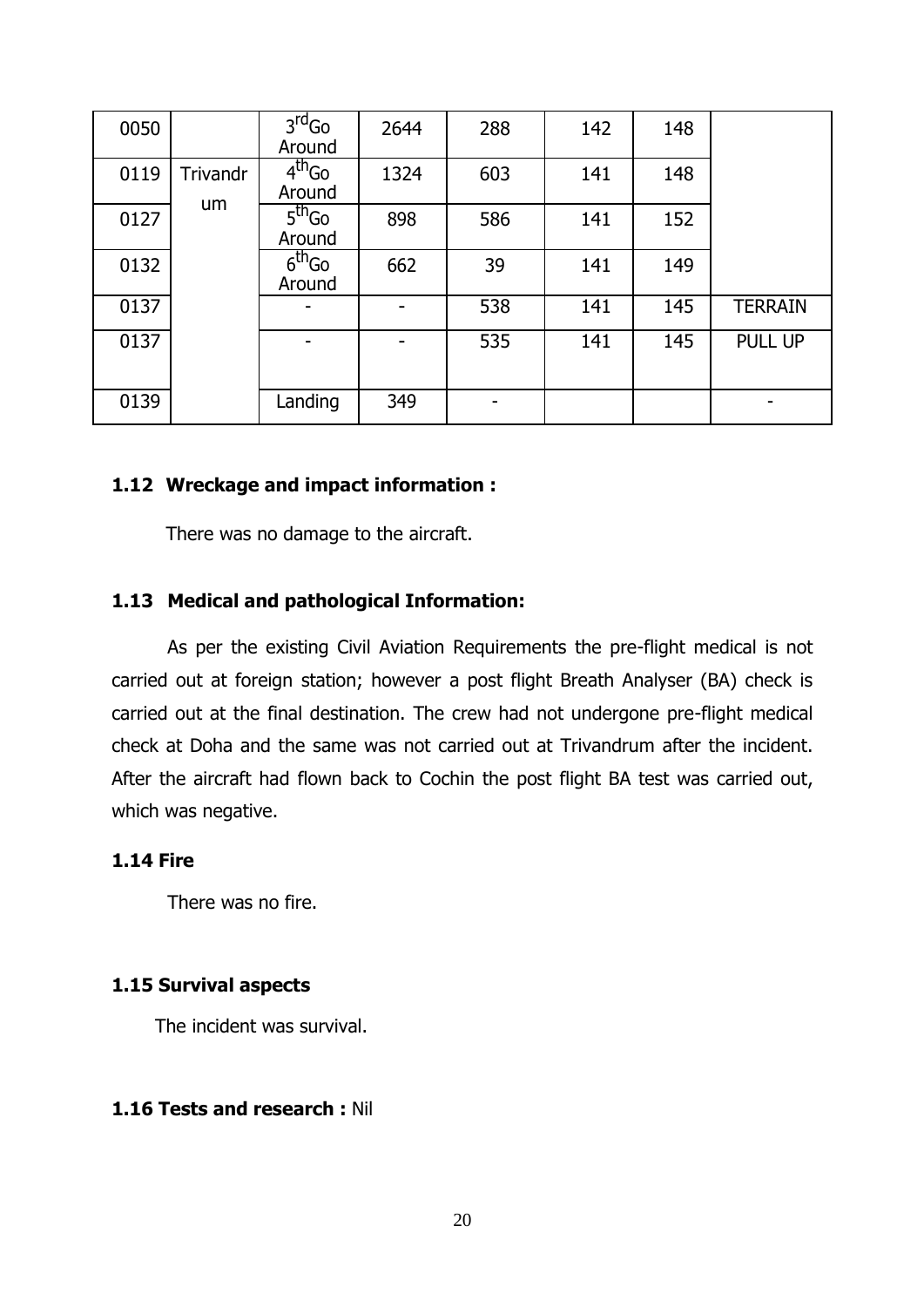| 0050 | | 3rd Go Around | 2644 | 288 | 142 | 148 | |
|---|---|---|---|---|---|---|---|
| 0119 | Trivandrum | 4th Go Around | 1324 | 603 | 141 | 148 | |
| 0127 | | 5th Go Around | 898 | 586 | 141 | 152 | |
| 0132 | | 6th Go Around | 662 | 39 | 141 | 149 | |
| 0137 | | - | - | 538 | 141 | 145 | TERRAIN |
| 0137 | | - | - | 535 | 141 | 145 | PULL UP |
| 0139 | | Landing | 349 | - | | | - |

### 1.12 Wreckage and impact information :

There was no damage to the aircraft.

### 1.13 Medical and pathological Information:

As per the existing Civil Aviation Requirements the pre-flight medical is not carried out at foreign station; however a post flight Breath Analyser (BA) check is carried out at the final destination. The crew had not undergone pre-flight medical check at Doha and the same was not carried out at Trivandrum after the incident. After the aircraft had flown back to Cochin the post flight BA test was carried out, which was negative.

### 1.14 Fire

There was no fire.

### 1.15 Survival aspects

The incident was survival.

### 1.16 Tests and research : Nil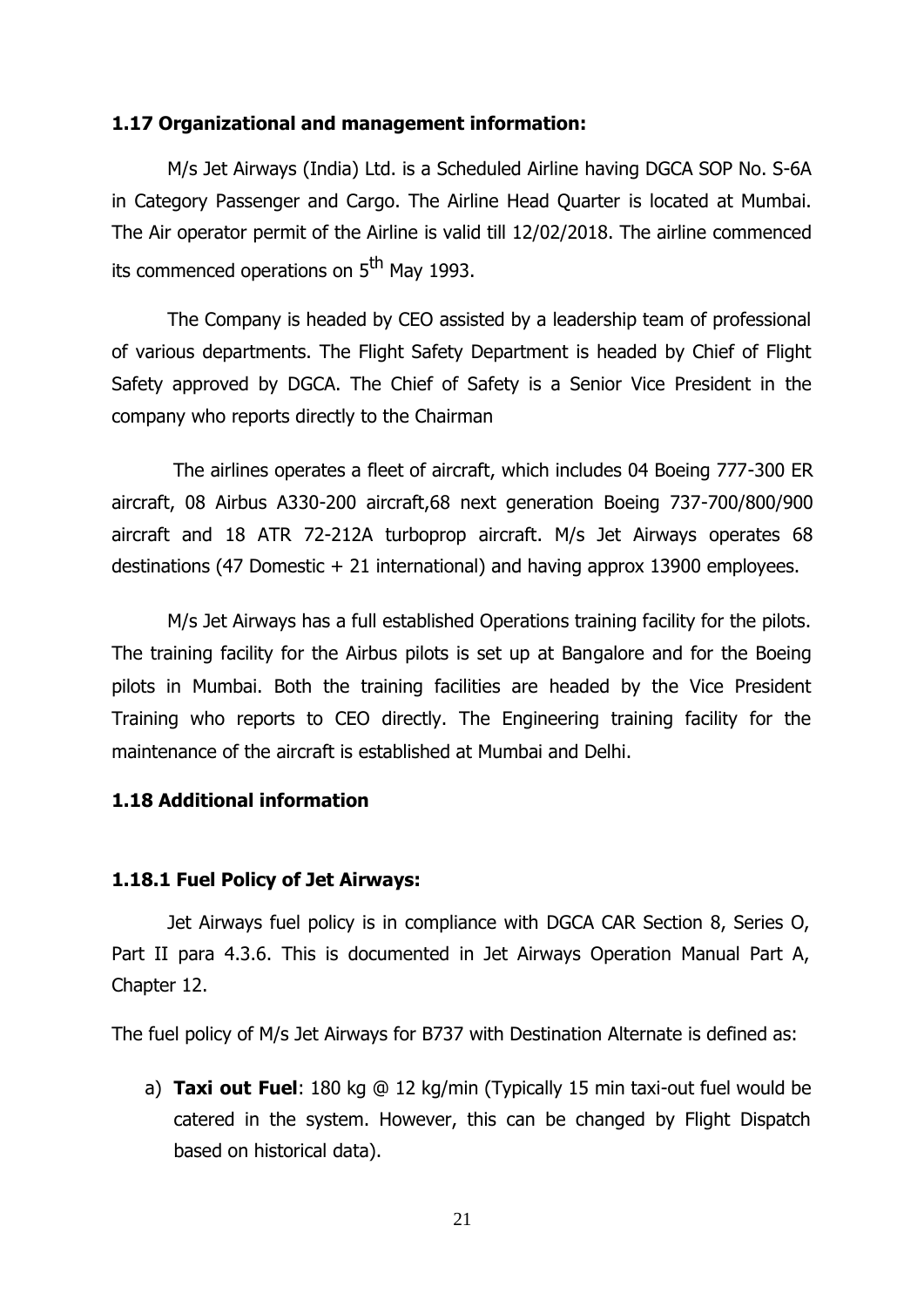### 1.17 Organizational and management information:

M/s Jet Airways (India) Ltd. is a Scheduled Airline having DGCA SOP No. S-6A in Category Passenger and Cargo. The Airline Head Quarter is located at Mumbai. The Air operator permit of the Airline is valid till 12/02/2018. The airline commenced its commenced operations on 5th May 1993.

The Company is headed by CEO assisted by a leadership team of professional of various departments. The Flight Safety Department is headed by Chief of Flight Safety approved by DGCA. The Chief of Safety is a Senior Vice President in the company who reports directly to the Chairman

The airlines operates a fleet of aircraft, which includes 04 Boeing 777-300 ER aircraft, 08 Airbus A330-200 aircraft,68 next generation Boeing 737-700/800/900 aircraft and 18 ATR 72-212A turboprop aircraft. M/s Jet Airways operates 68 destinations (47 Domestic + 21 international) and having approx 13900 employees.

M/s Jet Airways has a full established Operations training facility for the pilots. The training facility for the Airbus pilots is set up at Bangalore and for the Boeing pilots in Mumbai. Both the training facilities are headed by the Vice President Training who reports to CEO directly. The Engineering training facility for the maintenance of the aircraft is established at Mumbai and Delhi.

### 1.18 Additional information

#### 1.18.1 Fuel Policy of Jet Airways:

Jet Airways fuel policy is in compliance with DGCA CAR Section 8, Series O, Part II para 4.3.6. This is documented in Jet Airways Operation Manual Part A, Chapter 12.

The fuel policy of M/s Jet Airways for B737 with Destination Alternate is defined as:

a) **Taxi out Fuel**: 180 kg @ 12 kg/min (Typically 15 min taxi-out fuel would be catered in the system. However, this can be changed by Flight Dispatch based on historical data).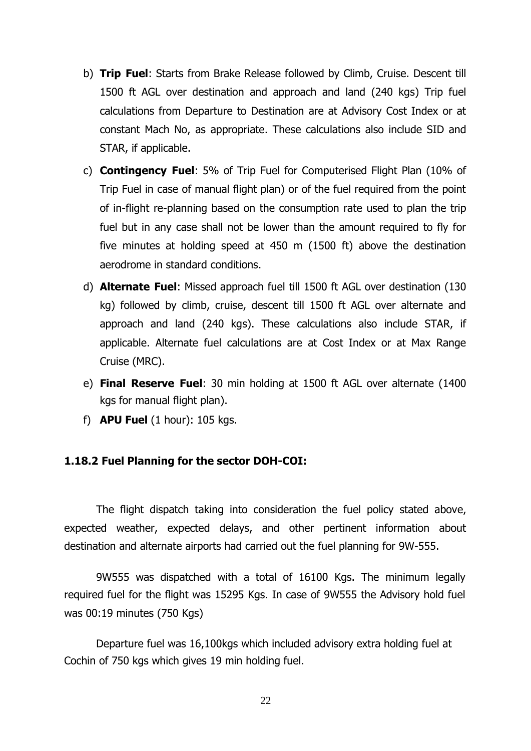b) **Trip Fuel**: Starts from Brake Release followed by Climb, Cruise. Descent till 1500 ft AGL over destination and approach and land (240 kgs) Trip fuel calculations from Departure to Destination are at Advisory Cost Index or at constant Mach No, as appropriate. These calculations also include SID and STAR, if applicable.

c) **Contingency Fuel**: 5% of Trip Fuel for Computerised Flight Plan (10% of Trip Fuel in case of manual flight plan) or of the fuel required from the point of in-flight re-planning based on the consumption rate used to plan the trip fuel but in any case shall not be lower than the amount required to fly for five minutes at holding speed at 450 m (1500 ft) above the destination aerodrome in standard conditions.

d) **Alternate Fuel**: Missed approach fuel till 1500 ft AGL over destination (130 kg) followed by climb, cruise, descent till 1500 ft AGL over alternate and approach and land (240 kgs). These calculations also include STAR, if applicable. Alternate fuel calculations are at Cost Index or at Max Range Cruise (MRC).

e) **Final Reserve Fuel**: 30 min holding at 1500 ft AGL over alternate (1400 kgs for manual flight plan).

f) **APU Fuel** (1 hour): 105 kgs.

### 1.18.2 Fuel Planning for the sector DOH-COI:

The flight dispatch taking into consideration the fuel policy stated above, expected weather, expected delays, and other pertinent information about destination and alternate airports had carried out the fuel planning for 9W-555.

9W555 was dispatched with a total of 16100 Kgs. The minimum legally required fuel for the flight was 15295 Kgs. In case of 9W555 the Advisory hold fuel was 00:19 minutes (750 Kgs)

Departure fuel was 16,100kgs which included advisory extra holding fuel at Cochin of 750 kgs which gives 19 min holding fuel.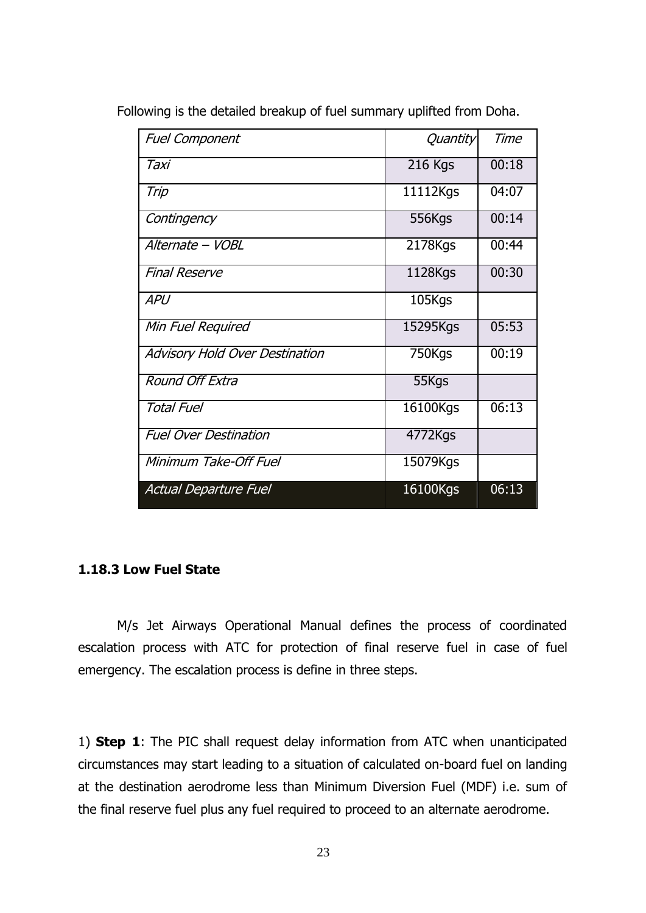Following is the detailed breakup of fuel summary uplifted from Doha.

| *Fuel Component* | *Quantity* | *Time* |
|---|---|---|
| *Taxi* | 216 Kgs | 00:18 |
| *Trip* | 11112Kgs | 04:07 |
| *Contingency* | 556Kgs | 00:14 |
| *Alternate – VOBL* | 2178Kgs | 00:44 |
| *Final Reserve* | 1128Kgs | 00:30 |
| *APU* | 105Kgs | |
| *Min Fuel Required* | 15295Kgs | 05:53 |
| *Advisory Hold Over Destination* | 750Kgs | 00:19 |
| *Round Off Extra* | 55Kgs | |
| *Total Fuel* | 16100Kgs | 06:13 |
| *Fuel Over Destination* | 4772Kgs | |
| *Minimum Take-Off Fuel* | 15079Kgs | |
| *Actual Departure Fuel* | 16100Kgs | 06:13 |

### 1.18.3 Low Fuel State

M/s Jet Airways Operational Manual defines the process of coordinated escalation process with ATC for protection of final reserve fuel in case of fuel emergency. The escalation process is define in three steps.

1) **Step 1**: The PIC shall request delay information from ATC when unanticipated circumstances may start leading to a situation of calculated on-board fuel on landing at the destination aerodrome less than Minimum Diversion Fuel (MDF) i.e. sum of the final reserve fuel plus any fuel required to proceed to an alternate aerodrome.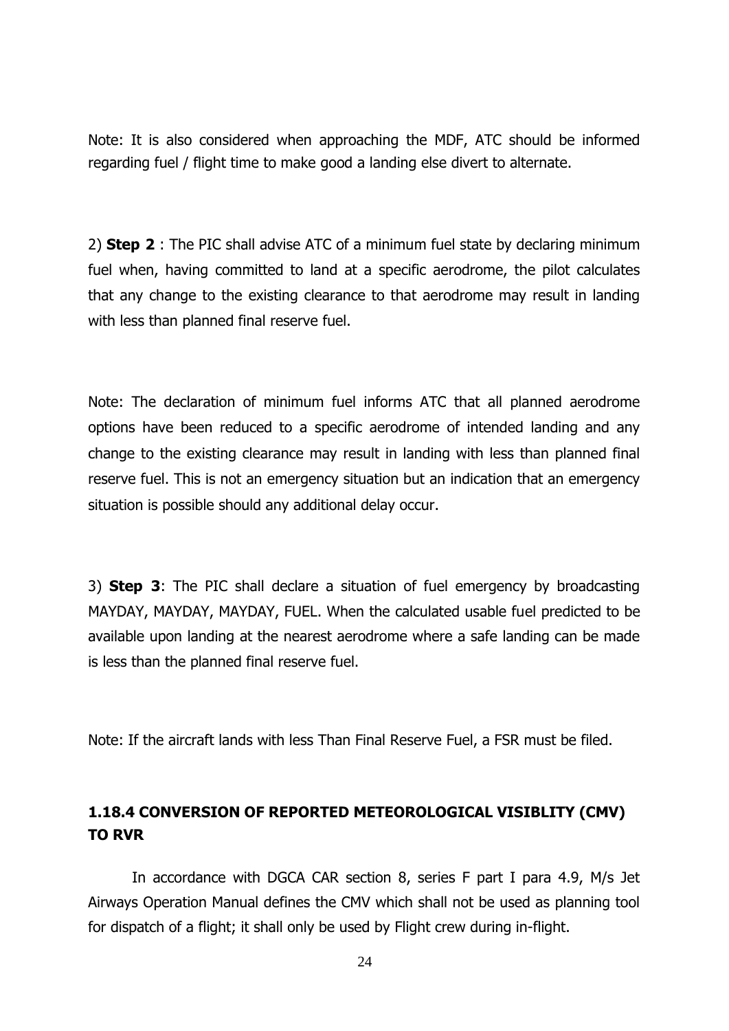Note: It is also considered when approaching the MDF, ATC should be informed regarding fuel / flight time to make good a landing else divert to alternate.

2) **Step 2** : The PIC shall advise ATC of a minimum fuel state by declaring minimum fuel when, having committed to land at a specific aerodrome, the pilot calculates that any change to the existing clearance to that aerodrome may result in landing with less than planned final reserve fuel.

Note: The declaration of minimum fuel informs ATC that all planned aerodrome options have been reduced to a specific aerodrome of intended landing and any change to the existing clearance may result in landing with less than planned final reserve fuel. This is not an emergency situation but an indication that an emergency situation is possible should any additional delay occur.

3) **Step 3**: The PIC shall declare a situation of fuel emergency by broadcasting MAYDAY, MAYDAY, MAYDAY, FUEL. When the calculated usable fuel predicted to be available upon landing at the nearest aerodrome where a safe landing can be made is less than the planned final reserve fuel.

Note: If the aircraft lands with less Than Final Reserve Fuel, a FSR must be filed.

### 1.18.4 CONVERSION OF REPORTED METEOROLOGICAL VISIBLITY (CMV) TO RVR

In accordance with DGCA CAR section 8, series F part I para 4.9, M/s Jet Airways Operation Manual defines the CMV which shall not be used as planning tool for dispatch of a flight; it shall only be used by Flight crew during in-flight.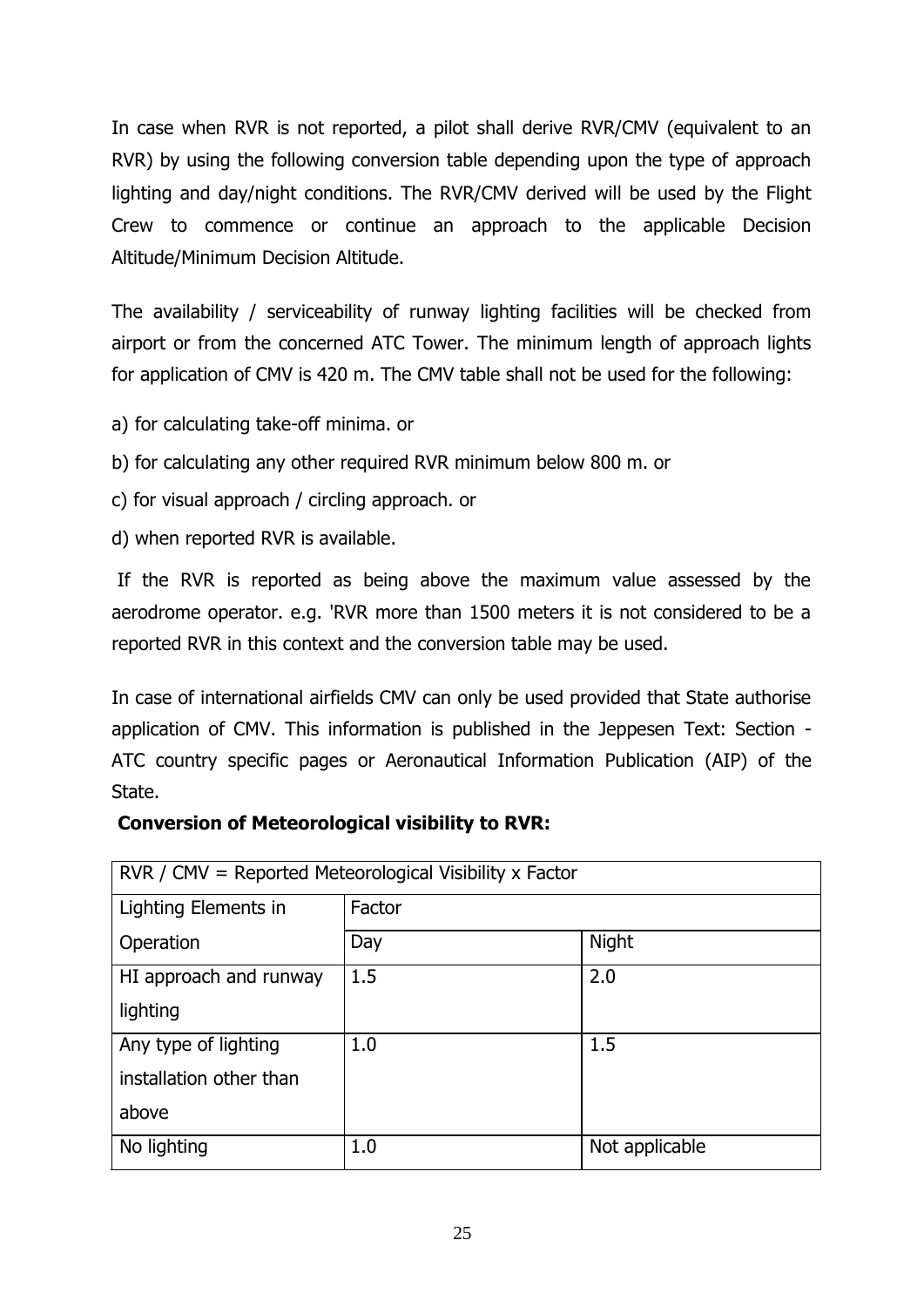In case when RVR is not reported, a pilot shall derive RVR/CMV (equivalent to an RVR) by using the following conversion table depending upon the type of approach lighting and day/night conditions. The RVR/CMV derived will be used by the Flight Crew to commence or continue an approach to the applicable Decision Altitude/Minimum Decision Altitude.

The availability / serviceability of runway lighting facilities will be checked from airport or from the concerned ATC Tower. The minimum length of approach lights for application of CMV is 420 m. The CMV table shall not be used for the following:

a) for calculating take-off minima. or

b) for calculating any other required RVR minimum below 800 m. or

c) for visual approach / circling approach. or

d) when reported RVR is available.

If the RVR is reported as being above the maximum value assessed by the aerodrome operator. e.g. 'RVR more than 1500 meters it is not considered to be a reported RVR in this context and the conversion table may be used.

In case of international airfields CMV can only be used provided that State authorise application of CMV. This information is published in the Jeppesen Text: Section - ATC country specific pages or Aeronautical Information Publication (AIP) of the State.

**Conversion of Meteorological visibility to RVR:**

| RVR / CMV = Reported Meteorological Visibility x Factor | | |
|---|---|---|
| Lighting Elements in Operation | Factor | |
| | Day | Night |
| HI approach and runway lighting | 1.5 | 2.0 |
| Any type of lighting installation other than above | 1.0 | 1.5 |
| No lighting | 1.0 | Not applicable |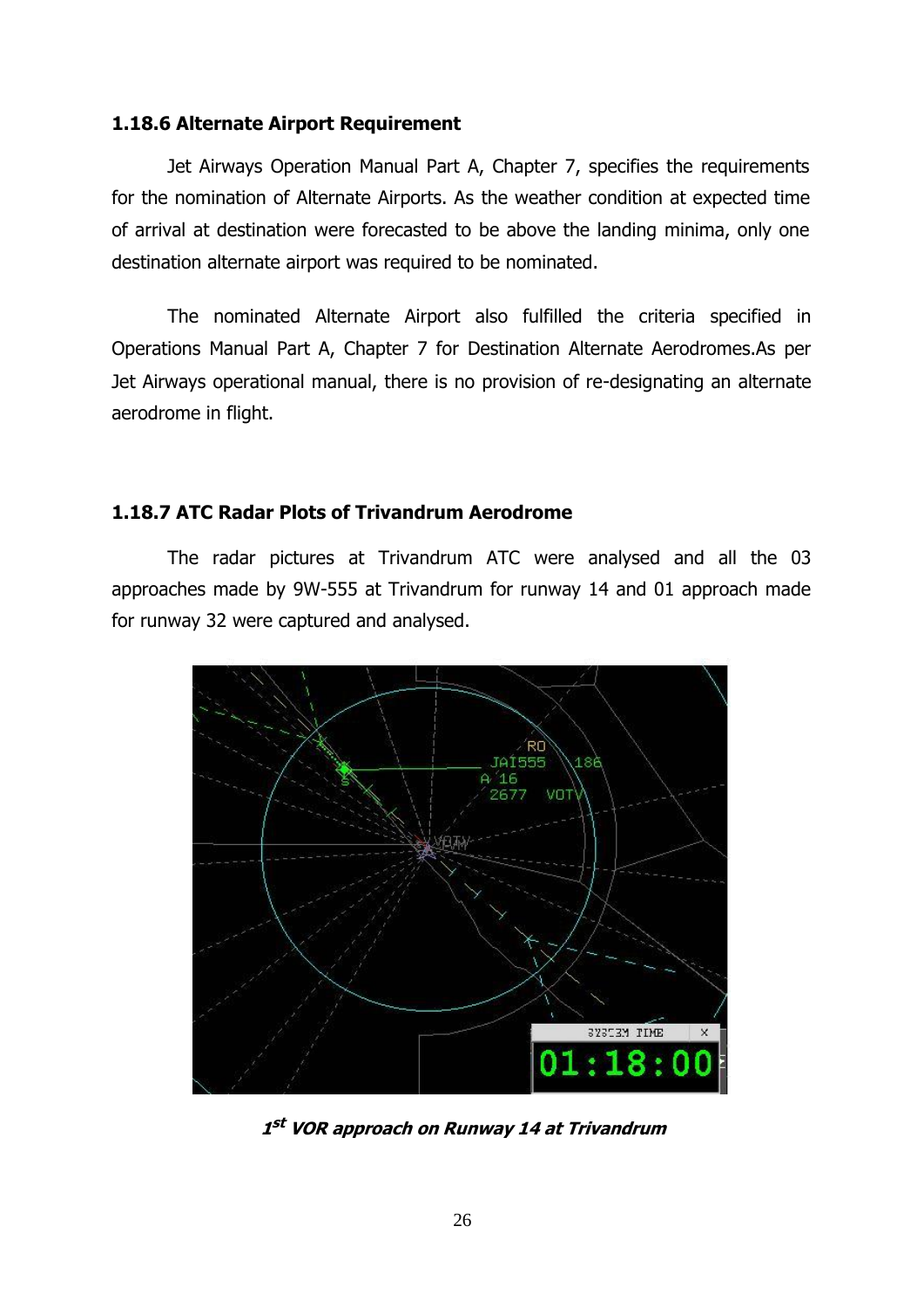### 1.18.6 Alternate Airport Requirement

Jet Airways Operation Manual Part A, Chapter 7, specifies the requirements for the nomination of Alternate Airports. As the weather condition at expected time of arrival at destination were forecasted to be above the landing minima, only one destination alternate airport was required to be nominated.

The nominated Alternate Airport also fulfilled the criteria specified in Operations Manual Part A, Chapter 7 for Destination Alternate Aerodromes.As per Jet Airways operational manual, there is no provision of re-designating an alternate aerodrome in flight.

### 1.18.7 ATC Radar Plots of Trivandrum Aerodrome

The radar pictures at Trivandrum ATC were analysed and all the 03 approaches made by 9W-555 at Trivandrum for runway 14 and 01 approach made for runway 32 were captured and analysed.

***1st VOR approach on Runway 14 at Trivandrum***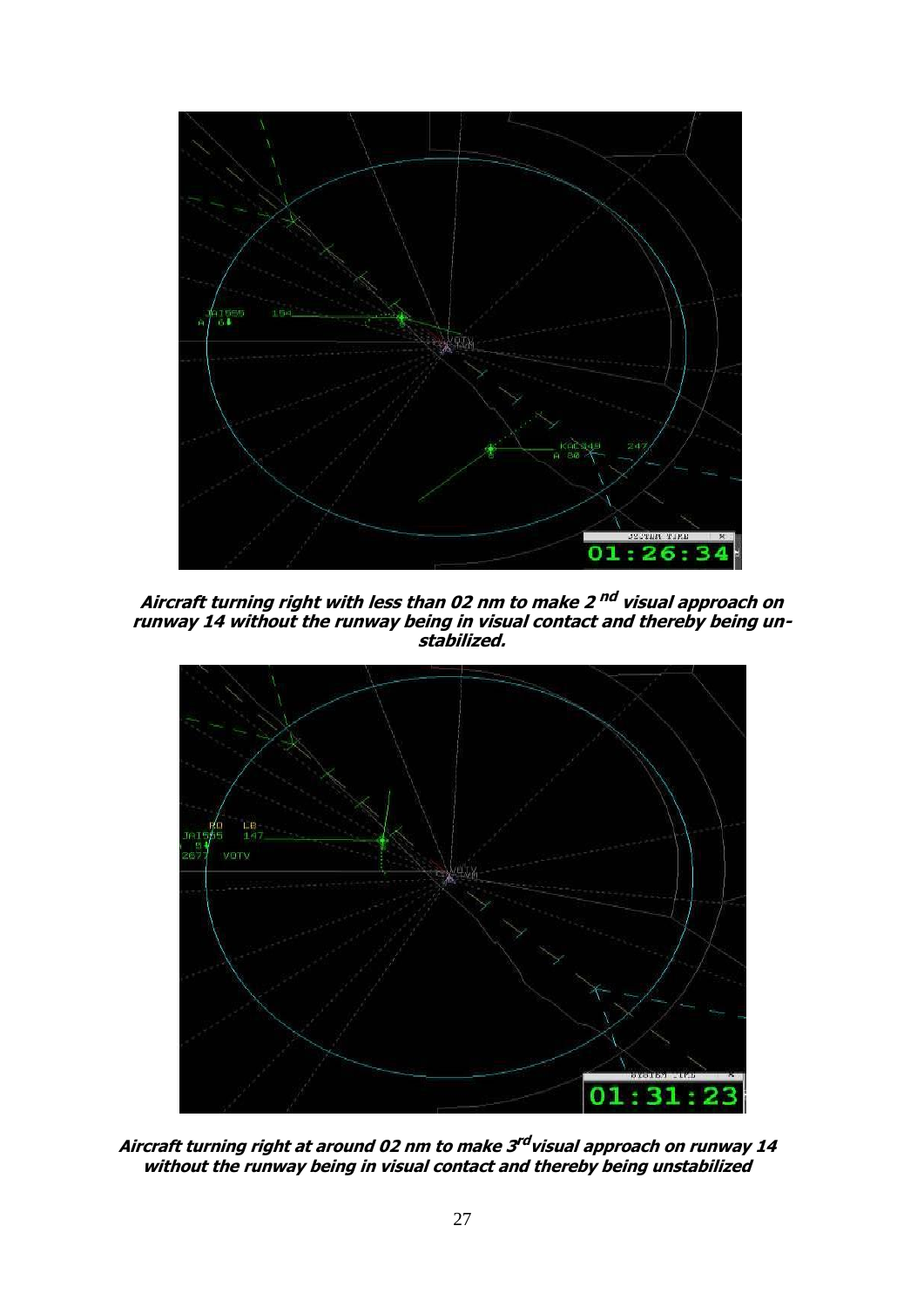***Aircraft turning right with less than 02 nm to make 2[nd] visual approach on runway 14 without the runway being in visual contact and thereby being un-stabilized.***

***Aircraft turning right at around 02 nm to make 3[rd] visual approach on runway 14 without the runway being in visual contact and thereby being unstabilized***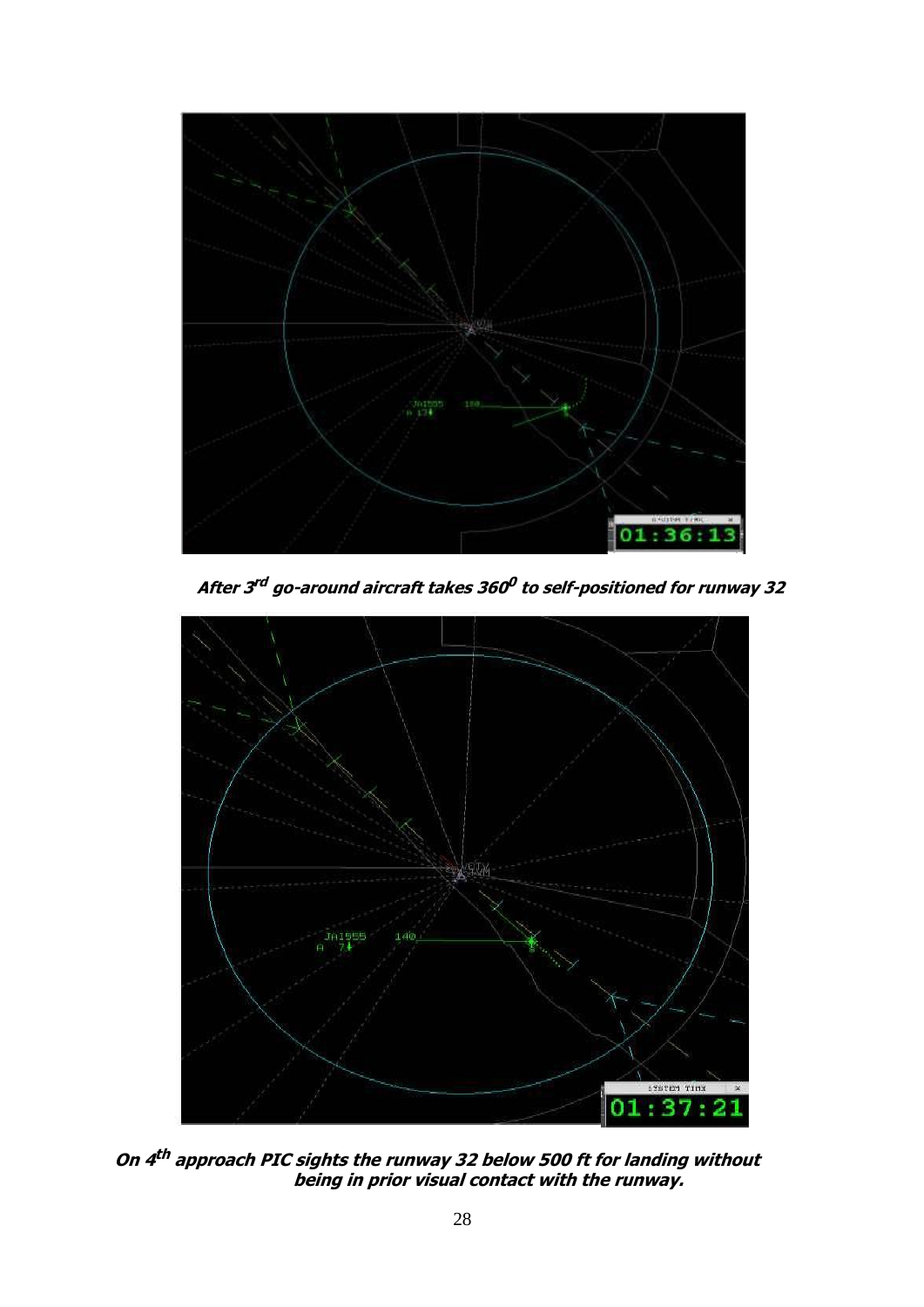***After 3rd go-around aircraft takes 360$^0$ to self-positioned for runway 32***

***On 4th approach PIC sights the runway 32 below 500 ft for landing without being in prior visual contact with the runway.***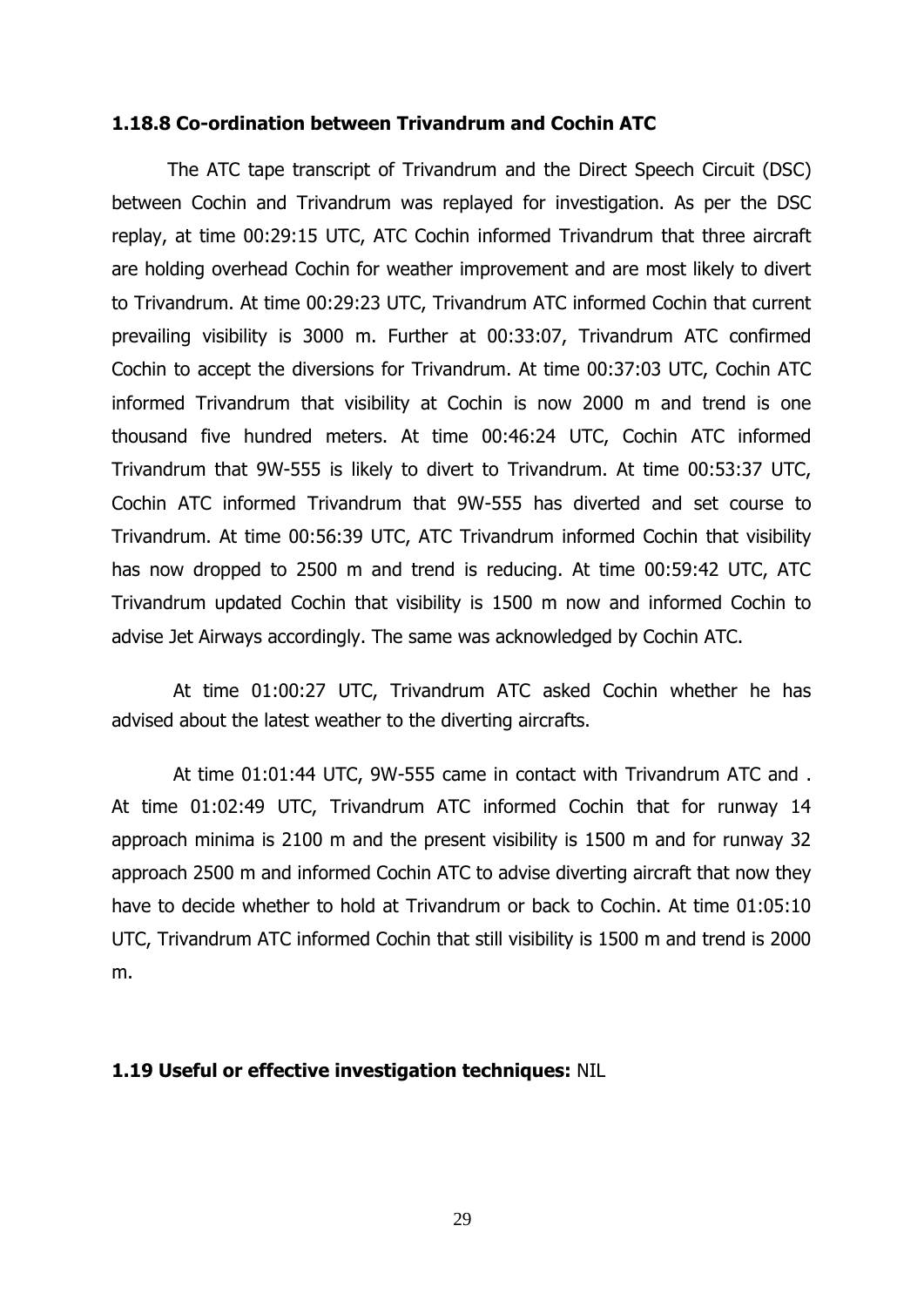### 1.18.8 Co-ordination between Trivandrum and Cochin ATC

The ATC tape transcript of Trivandrum and the Direct Speech Circuit (DSC) between Cochin and Trivandrum was replayed for investigation. As per the DSC replay, at time 00:29:15 UTC, ATC Cochin informed Trivandrum that three aircraft are holding overhead Cochin for weather improvement and are most likely to divert to Trivandrum. At time 00:29:23 UTC, Trivandrum ATC informed Cochin that current prevailing visibility is 3000 m. Further at 00:33:07, Trivandrum ATC confirmed Cochin to accept the diversions for Trivandrum. At time 00:37:03 UTC, Cochin ATC informed Trivandrum that visibility at Cochin is now 2000 m and trend is one thousand five hundred meters. At time 00:46:24 UTC, Cochin ATC informed Trivandrum that 9W-555 is likely to divert to Trivandrum. At time 00:53:37 UTC, Cochin ATC informed Trivandrum that 9W-555 has diverted and set course to Trivandrum. At time 00:56:39 UTC, ATC Trivandrum informed Cochin that visibility has now dropped to 2500 m and trend is reducing. At time 00:59:42 UTC, ATC Trivandrum updated Cochin that visibility is 1500 m now and informed Cochin to advise Jet Airways accordingly. The same was acknowledged by Cochin ATC.

At time 01:00:27 UTC, Trivandrum ATC asked Cochin whether he has advised about the latest weather to the diverting aircrafts.

At time 01:01:44 UTC, 9W-555 came in contact with Trivandrum ATC and . At time 01:02:49 UTC, Trivandrum ATC informed Cochin that for runway 14 approach minima is 2100 m and the present visibility is 1500 m and for runway 32 approach 2500 m and informed Cochin ATC to advise diverting aircraft that now they have to decide whether to hold at Trivandrum or back to Cochin. At time 01:05:10 UTC, Trivandrum ATC informed Cochin that still visibility is 1500 m and trend is 2000 m.

### 1.19 Useful or effective investigation techniques: NIL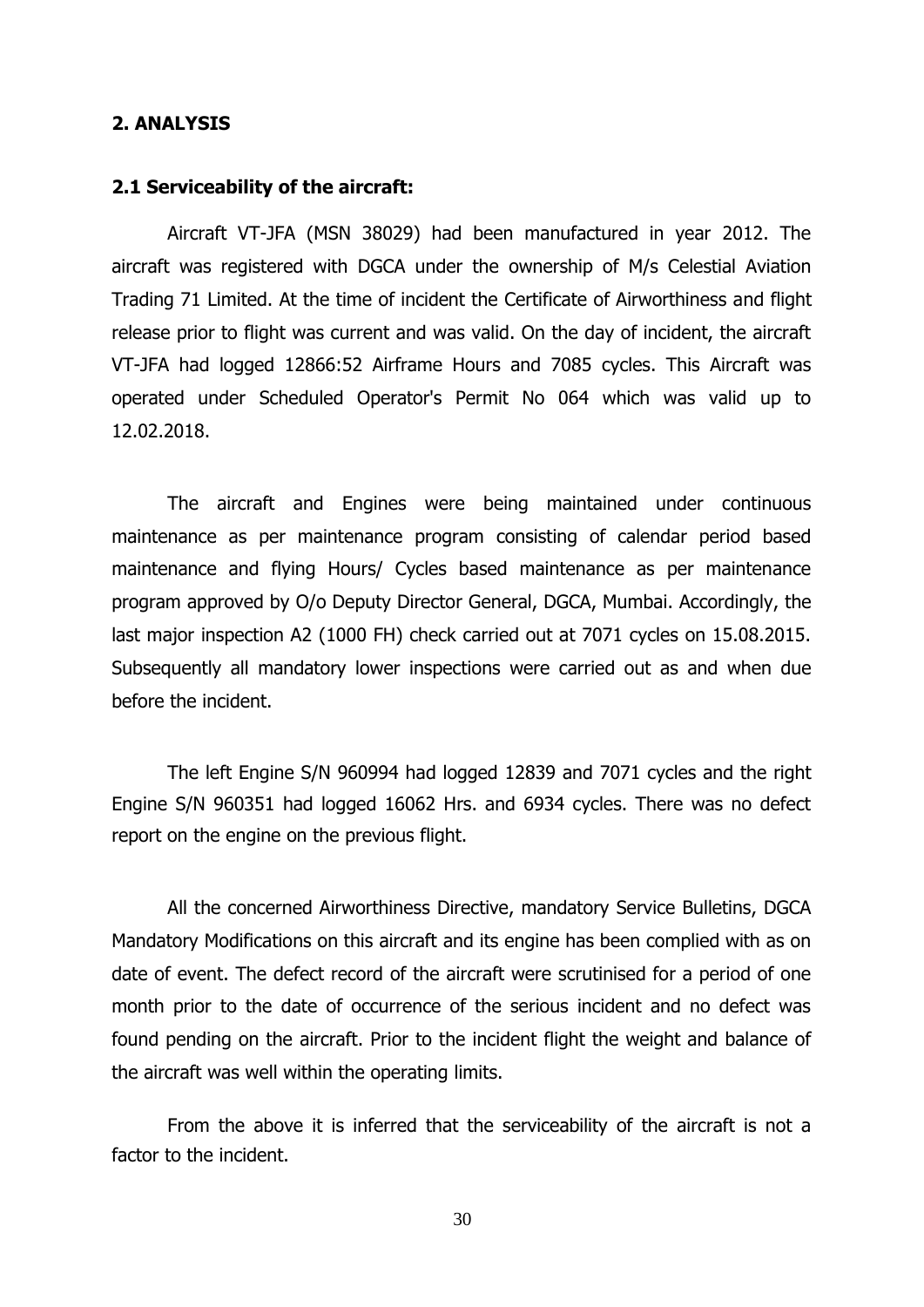## 2. ANALYSIS

### 2.1 Serviceability of the aircraft:

Aircraft VT-JFA (MSN 38029) had been manufactured in year 2012. The aircraft was registered with DGCA under the ownership of M/s Celestial Aviation Trading 71 Limited. At the time of incident the Certificate of Airworthiness and flight release prior to flight was current and was valid. On the day of incident, the aircraft VT-JFA had logged 12866:52 Airframe Hours and 7085 cycles. This Aircraft was operated under Scheduled Operator's Permit No 064 which was valid up to 12.02.2018.

The aircraft and Engines were being maintained under continuous maintenance as per maintenance program consisting of calendar period based maintenance and flying Hours/ Cycles based maintenance as per maintenance program approved by O/o Deputy Director General, DGCA, Mumbai. Accordingly, the last major inspection A2 (1000 FH) check carried out at 7071 cycles on 15.08.2015. Subsequently all mandatory lower inspections were carried out as and when due before the incident.

The left Engine S/N 960994 had logged 12839 and 7071 cycles and the right Engine S/N 960351 had logged 16062 Hrs. and 6934 cycles. There was no defect report on the engine on the previous flight.

All the concerned Airworthiness Directive, mandatory Service Bulletins, DGCA Mandatory Modifications on this aircraft and its engine has been complied with as on date of event. The defect record of the aircraft were scrutinised for a period of one month prior to the date of occurrence of the serious incident and no defect was found pending on the aircraft. Prior to the incident flight the weight and balance of the aircraft was well within the operating limits.

From the above it is inferred that the serviceability of the aircraft is not a factor to the incident.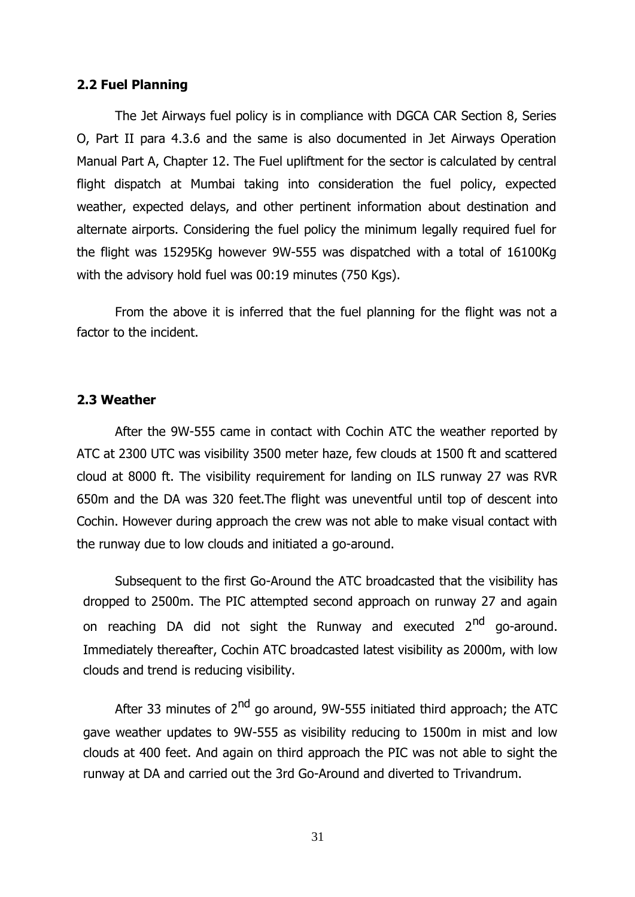## 2.2 Fuel Planning

The Jet Airways fuel policy is in compliance with DGCA CAR Section 8, Series O, Part II para 4.3.6 and the same is also documented in Jet Airways Operation Manual Part A, Chapter 12. The Fuel upliftment for the sector is calculated by central flight dispatch at Mumbai taking into consideration the fuel policy, expected weather, expected delays, and other pertinent information about destination and alternate airports. Considering the fuel policy the minimum legally required fuel for the flight was 15295Kg however 9W-555 was dispatched with a total of 16100Kg with the advisory hold fuel was 00:19 minutes (750 Kgs).

From the above it is inferred that the fuel planning for the flight was not a factor to the incident.

## 2.3 Weather

After the 9W-555 came in contact with Cochin ATC the weather reported by ATC at 2300 UTC was visibility 3500 meter haze, few clouds at 1500 ft and scattered cloud at 8000 ft. The visibility requirement for landing on ILS runway 27 was RVR 650m and the DA was 320 feet.The flight was uneventful until top of descent into Cochin. However during approach the crew was not able to make visual contact with the runway due to low clouds and initiated a go-around.

Subsequent to the first Go-Around the ATC broadcasted that the visibility has dropped to 2500m. The PIC attempted second approach on runway 27 and again on reaching DA did not sight the Runway and executed 2nd go-around. Immediately thereafter, Cochin ATC broadcasted latest visibility as 2000m, with low clouds and trend is reducing visibility.

After 33 minutes of 2nd go around, 9W-555 initiated third approach; the ATC gave weather updates to 9W-555 as visibility reducing to 1500m in mist and low clouds at 400 feet. And again on third approach the PIC was not able to sight the runway at DA and carried out the 3rd Go-Around and diverted to Trivandrum.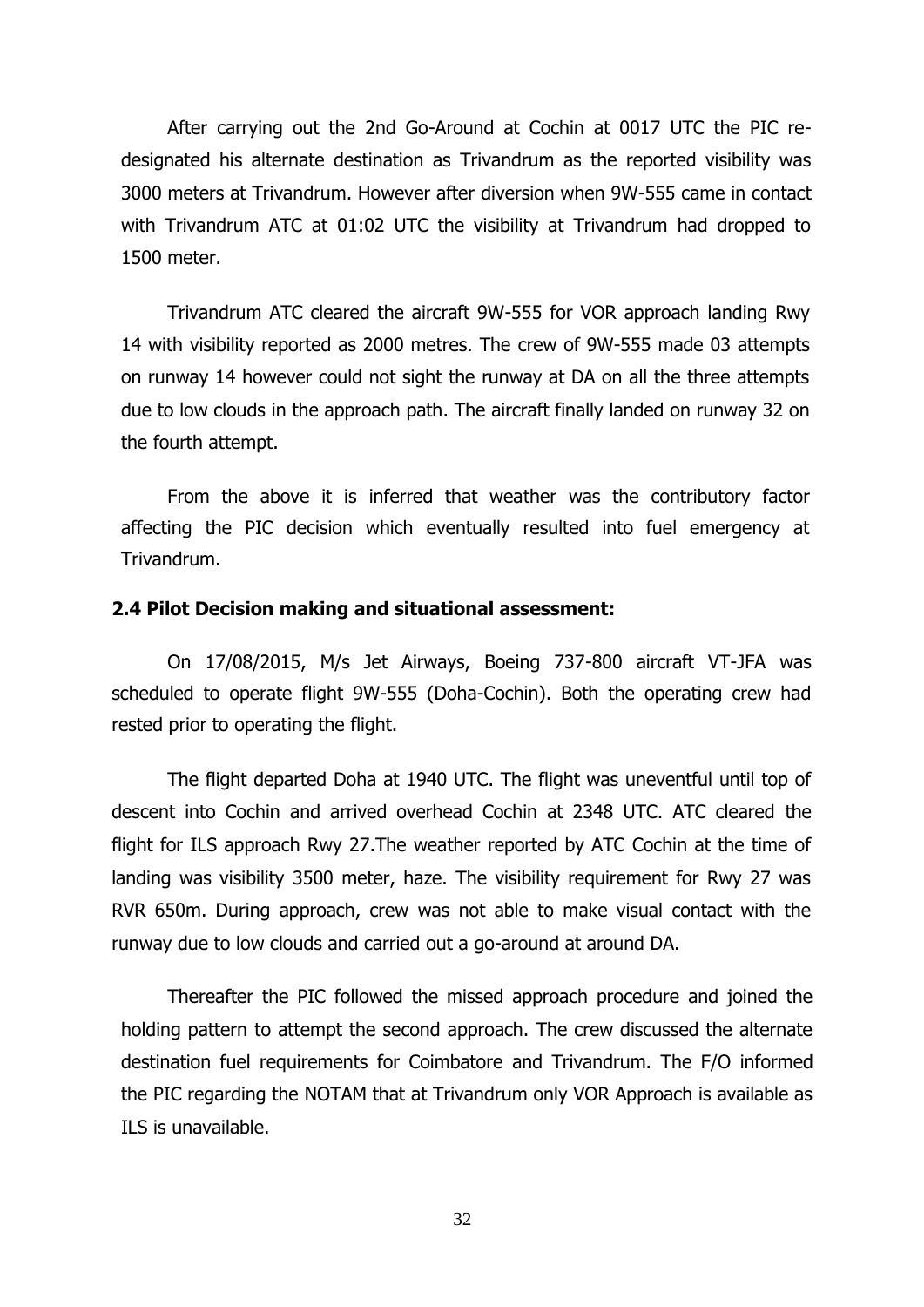After carrying out the 2nd Go-Around at Cochin at 0017 UTC the PIC re-designated his alternate destination as Trivandrum as the reported visibility was 3000 meters at Trivandrum. However after diversion when 9W-555 came in contact with Trivandrum ATC at 01:02 UTC the visibility at Trivandrum had dropped to 1500 meter.

Trivandrum ATC cleared the aircraft 9W-555 for VOR approach landing Rwy 14 with visibility reported as 2000 metres. The crew of 9W-555 made 03 attempts on runway 14 however could not sight the runway at DA on all the three attempts due to low clouds in the approach path. The aircraft finally landed on runway 32 on the fourth attempt.

From the above it is inferred that weather was the contributory factor affecting the PIC decision which eventually resulted into fuel emergency at Trivandrum.

## 2.4 Pilot Decision making and situational assessment:

On 17/08/2015, M/s Jet Airways, Boeing 737-800 aircraft VT-JFA was scheduled to operate flight 9W-555 (Doha-Cochin). Both the operating crew had rested prior to operating the flight.

The flight departed Doha at 1940 UTC. The flight was uneventful until top of descent into Cochin and arrived overhead Cochin at 2348 UTC. ATC cleared the flight for ILS approach Rwy 27.The weather reported by ATC Cochin at the time of landing was visibility 3500 meter, haze. The visibility requirement for Rwy 27 was RVR 650m. During approach, crew was not able to make visual contact with the runway due to low clouds and carried out a go-around at around DA.

Thereafter the PIC followed the missed approach procedure and joined the holding pattern to attempt the second approach. The crew discussed the alternate destination fuel requirements for Coimbatore and Trivandrum. The F/O informed the PIC regarding the NOTAM that at Trivandrum only VOR Approach is available as ILS is unavailable.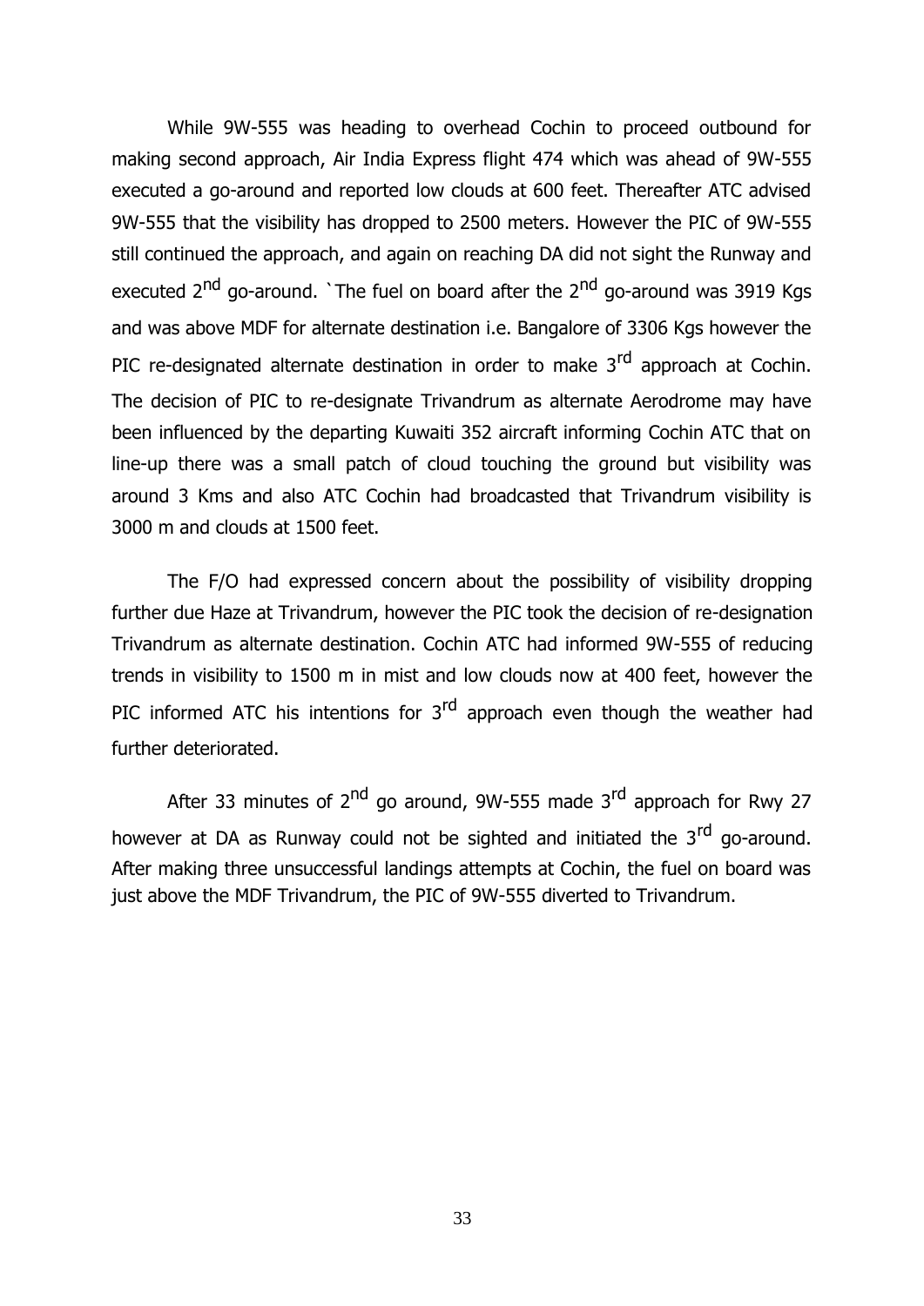While 9W-555 was heading to overhead Cochin to proceed outbound for making second approach, Air India Express flight 474 which was ahead of 9W-555 executed a go-around and reported low clouds at 600 feet. Thereafter ATC advised 9W-555 that the visibility has dropped to 2500 meters. However the PIC of 9W-555 still continued the approach, and again on reaching DA did not sight the Runway and executed 2nd go-around. `The fuel on board after the 2nd go-around was 3919 Kgs and was above MDF for alternate destination i.e. Bangalore of 3306 Kgs however the PIC re-designated alternate destination in order to make 3rd approach at Cochin. The decision of PIC to re-designate Trivandrum as alternate Aerodrome may have been influenced by the departing Kuwaiti 352 aircraft informing Cochin ATC that on line-up there was a small patch of cloud touching the ground but visibility was around 3 Kms and also ATC Cochin had broadcasted that Trivandrum visibility is 3000 m and clouds at 1500 feet.

The F/O had expressed concern about the possibility of visibility dropping further due Haze at Trivandrum, however the PIC took the decision of re-designation Trivandrum as alternate destination. Cochin ATC had informed 9W-555 of reducing trends in visibility to 1500 m in mist and low clouds now at 400 feet, however the PIC informed ATC his intentions for 3rd approach even though the weather had further deteriorated.

After 33 minutes of 2nd go around, 9W-555 made 3rd approach for Rwy 27 however at DA as Runway could not be sighted and initiated the 3rd go-around. After making three unsuccessful landings attempts at Cochin, the fuel on board was just above the MDF Trivandrum, the PIC of 9W-555 diverted to Trivandrum.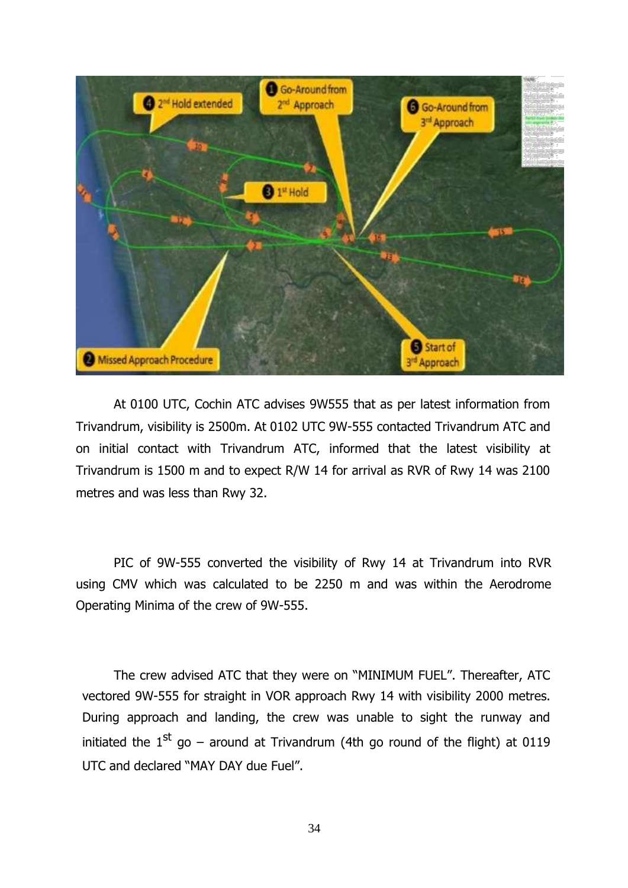At 0100 UTC, Cochin ATC advises 9W555 that as per latest information from Trivandrum, visibility is 2500m. At 0102 UTC 9W-555 contacted Trivandrum ATC and on initial contact with Trivandrum ATC, informed that the latest visibility at Trivandrum is 1500 m and to expect R/W 14 for arrival as RVR of Rwy 14 was 2100 metres and was less than Rwy 32.

PIC of 9W-555 converted the visibility of Rwy 14 at Trivandrum into RVR using CMV which was calculated to be 2250 m and was within the Aerodrome Operating Minima of the crew of 9W-555.

The crew advised ATC that they were on "MINIMUM FUEL". Thereafter, ATC vectored 9W-555 for straight in VOR approach Rwy 14 with visibility 2000 metres. During approach and landing, the crew was unable to sight the runway and initiated the 1st go – around at Trivandrum (4th go round of the flight) at 0119 UTC and declared "MAY DAY due Fuel".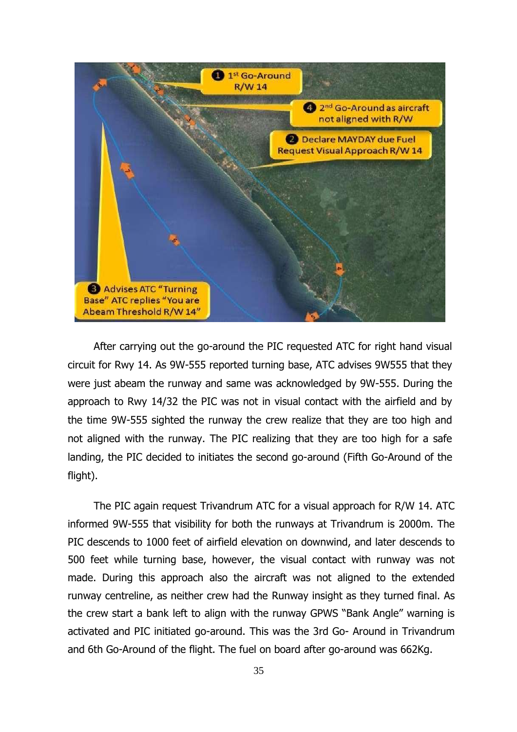After carrying out the go-around the PIC requested ATC for right hand visual circuit for Rwy 14. As 9W-555 reported turning base, ATC advises 9W555 that they were just abeam the runway and same was acknowledged by 9W-555. During the approach to Rwy 14/32 the PIC was not in visual contact with the airfield and by the time 9W-555 sighted the runway the crew realize that they are too high and not aligned with the runway. The PIC realizing that they are too high for a safe landing, the PIC decided to initiates the second go-around (Fifth Go-Around of the flight).

The PIC again request Trivandrum ATC for a visual approach for R/W 14. ATC informed 9W-555 that visibility for both the runways at Trivandrum is 2000m. The PIC descends to 1000 feet of airfield elevation on downwind, and later descends to 500 feet while turning base, however, the visual contact with runway was not made. During this approach also the aircraft was not aligned to the extended runway centreline, as neither crew had the Runway insight as they turned final. As the crew start a bank left to align with the runway GPWS "Bank Angle" warning is activated and PIC initiated go-around. This was the 3rd Go- Around in Trivandrum and 6th Go-Around of the flight. The fuel on board after go-around was 662Kg.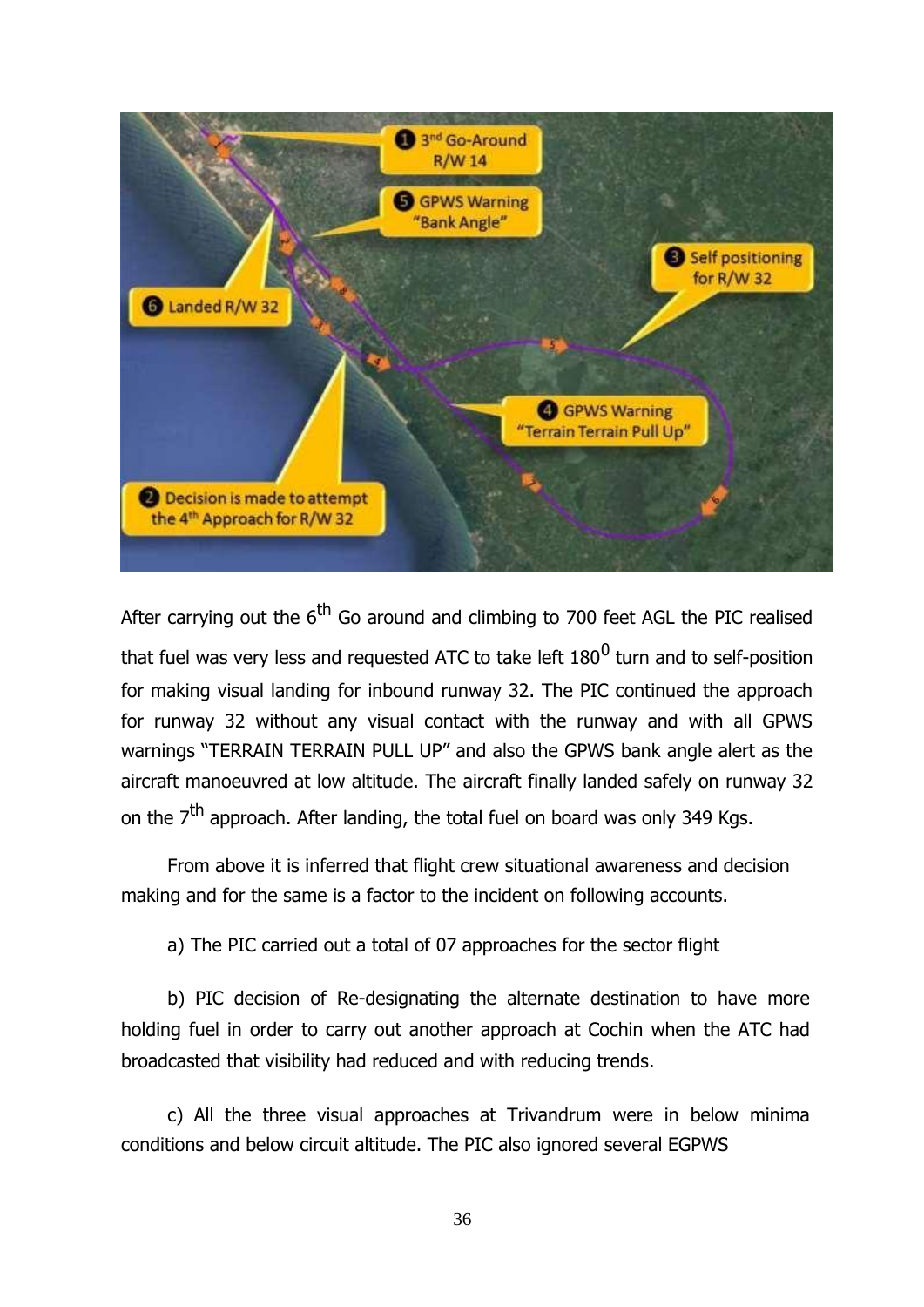After carrying out the 6th Go around and climbing to 700 feet AGL the PIC realised that fuel was very less and requested ATC to take left $180^0$ turn and to self-position for making visual landing for inbound runway 32. The PIC continued the approach for runway 32 without any visual contact with the runway and with all GPWS warnings "TERRAIN TERRAIN PULL UP" and also the GPWS bank angle alert as the aircraft manoeuvred at low altitude. The aircraft finally landed safely on runway 32 on the 7th approach. After landing, the total fuel on board was only 349 Kgs.

From above it is inferred that flight crew situational awareness and decision making and for the same is a factor to the incident on following accounts.

a) The PIC carried out a total of 07 approaches for the sector flight

b) PIC decision of Re-designating the alternate destination to have more holding fuel in order to carry out another approach at Cochin when the ATC had broadcasted that visibility had reduced and with reducing trends.

c) All the three visual approaches at Trivandrum were in below minima conditions and below circuit altitude. The PIC also ignored several EGPWS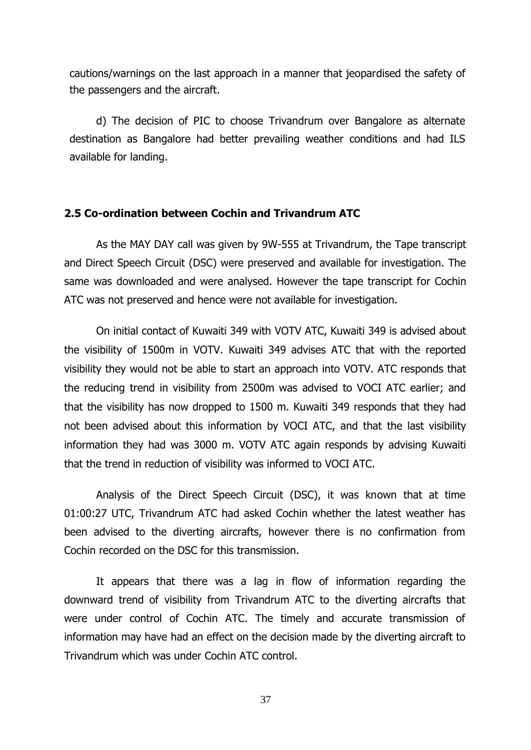cautions/warnings on the last approach in a manner that jeopardised the safety of the passengers and the aircraft.

d) The decision of PIC to choose Trivandrum over Bangalore as alternate destination as Bangalore had better prevailing weather conditions and had ILS available for landing.

## 2.5 Co-ordination between Cochin and Trivandrum ATC

As the MAY DAY call was given by 9W-555 at Trivandrum, the Tape transcript and Direct Speech Circuit (DSC) were preserved and available for investigation. The same was downloaded and were analysed. However the tape transcript for Cochin ATC was not preserved and hence were not available for investigation.

On initial contact of Kuwaiti 349 with VOTV ATC, Kuwaiti 349 is advised about the visibility of 1500m in VOTV. Kuwaiti 349 advises ATC that with the reported visibility they would not be able to start an approach into VOTV. ATC responds that the reducing trend in visibility from 2500m was advised to VOCI ATC earlier; and that the visibility has now dropped to 1500 m. Kuwaiti 349 responds that they had not been advised about this information by VOCI ATC, and that the last visibility information they had was 3000 m. VOTV ATC again responds by advising Kuwaiti that the trend in reduction of visibility was informed to VOCI ATC.

Analysis of the Direct Speech Circuit (DSC), it was known that at time 01:00:27 UTC, Trivandrum ATC had asked Cochin whether the latest weather has been advised to the diverting aircrafts, however there is no confirmation from Cochin recorded on the DSC for this transmission.

It appears that there was a lag in flow of information regarding the downward trend of visibility from Trivandrum ATC to the diverting aircrafts that were under control of Cochin ATC. The timely and accurate transmission of information may have had an effect on the decision made by the diverting aircraft to Trivandrum which was under Cochin ATC control.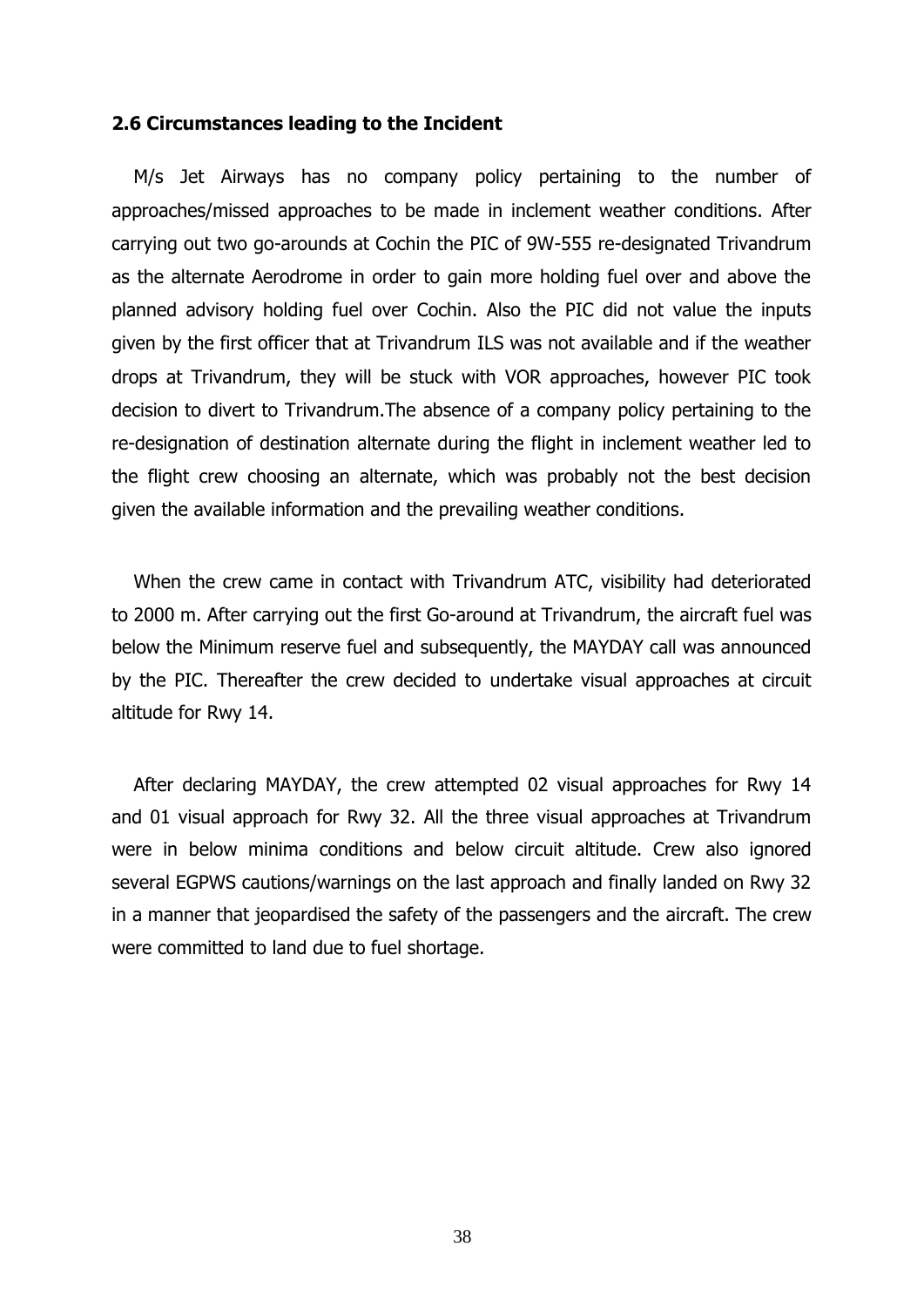### 2.6 Circumstances leading to the Incident

M/s Jet Airways has no company policy pertaining to the number of approaches/missed approaches to be made in inclement weather conditions. After carrying out two go-arounds at Cochin the PIC of 9W-555 re-designated Trivandrum as the alternate Aerodrome in order to gain more holding fuel over and above the planned advisory holding fuel over Cochin. Also the PIC did not value the inputs given by the first officer that at Trivandrum ILS was not available and if the weather drops at Trivandrum, they will be stuck with VOR approaches, however PIC took decision to divert to Trivandrum.The absence of a company policy pertaining to the re-designation of destination alternate during the flight in inclement weather led to the flight crew choosing an alternate, which was probably not the best decision given the available information and the prevailing weather conditions.

When the crew came in contact with Trivandrum ATC, visibility had deteriorated to 2000 m. After carrying out the first Go-around at Trivandrum, the aircraft fuel was below the Minimum reserve fuel and subsequently, the MAYDAY call was announced by the PIC. Thereafter the crew decided to undertake visual approaches at circuit altitude for Rwy 14.

After declaring MAYDAY, the crew attempted 02 visual approaches for Rwy 14 and 01 visual approach for Rwy 32. All the three visual approaches at Trivandrum were in below minima conditions and below circuit altitude. Crew also ignored several EGPWS cautions/warnings on the last approach and finally landed on Rwy 32 in a manner that jeopardised the safety of the passengers and the aircraft. The crew were committed to land due to fuel shortage.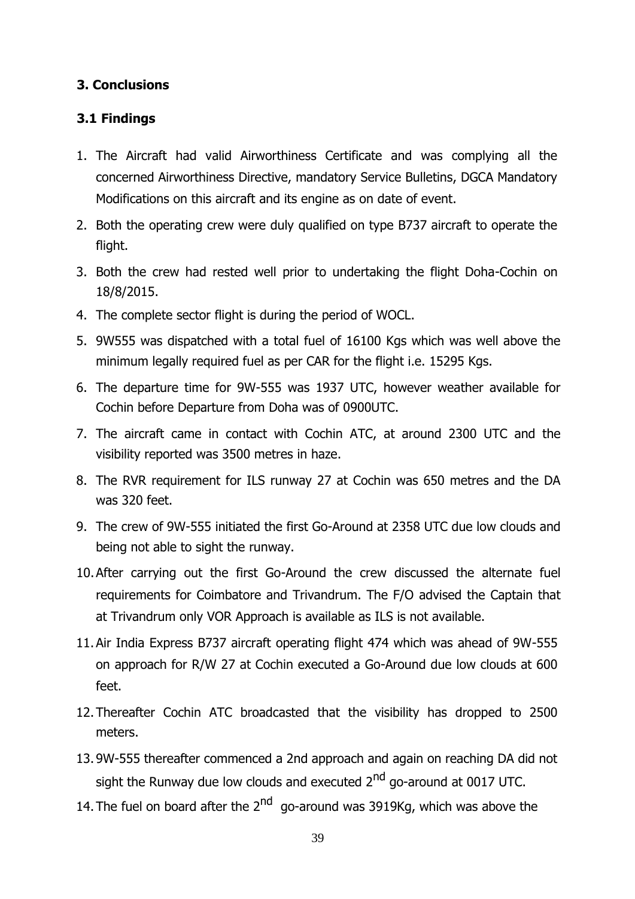## 3. Conclusions

### 3.1 Findings

1. The Aircraft had valid Airworthiness Certificate and was complying all the concerned Airworthiness Directive, mandatory Service Bulletins, DGCA Mandatory Modifications on this aircraft and its engine as on date of event.
2. Both the operating crew were duly qualified on type B737 aircraft to operate the flight.
3. Both the crew had rested well prior to undertaking the flight Doha-Cochin on 18/8/2015.
4. The complete sector flight is during the period of WOCL.
5. 9W555 was dispatched with a total fuel of 16100 Kgs which was well above the minimum legally required fuel as per CAR for the flight i.e. 15295 Kgs.
6. The departure time for 9W-555 was 1937 UTC, however weather available for Cochin before Departure from Doha was of 0900UTC.
7. The aircraft came in contact with Cochin ATC, at around 2300 UTC and the visibility reported was 3500 metres in haze.
8. The RVR requirement for ILS runway 27 at Cochin was 650 metres and the DA was 320 feet.
9. The crew of 9W-555 initiated the first Go-Around at 2358 UTC due low clouds and being not able to sight the runway.
10. After carrying out the first Go-Around the crew discussed the alternate fuel requirements for Coimbatore and Trivandrum. The F/O advised the Captain that at Trivandrum only VOR Approach is available as ILS is not available.
11. Air India Express B737 aircraft operating flight 474 which was ahead of 9W-555 on approach for R/W 27 at Cochin executed a Go-Around due low clouds at 600 feet.
12. Thereafter Cochin ATC broadcasted that the visibility has dropped to 2500 meters.
13. 9W-555 thereafter commenced a 2nd approach and again on reaching DA did not sight the Runway due low clouds and executed 2nd go-around at 0017 UTC.
14. The fuel on board after the 2nd go-around was 3919Kg, which was above the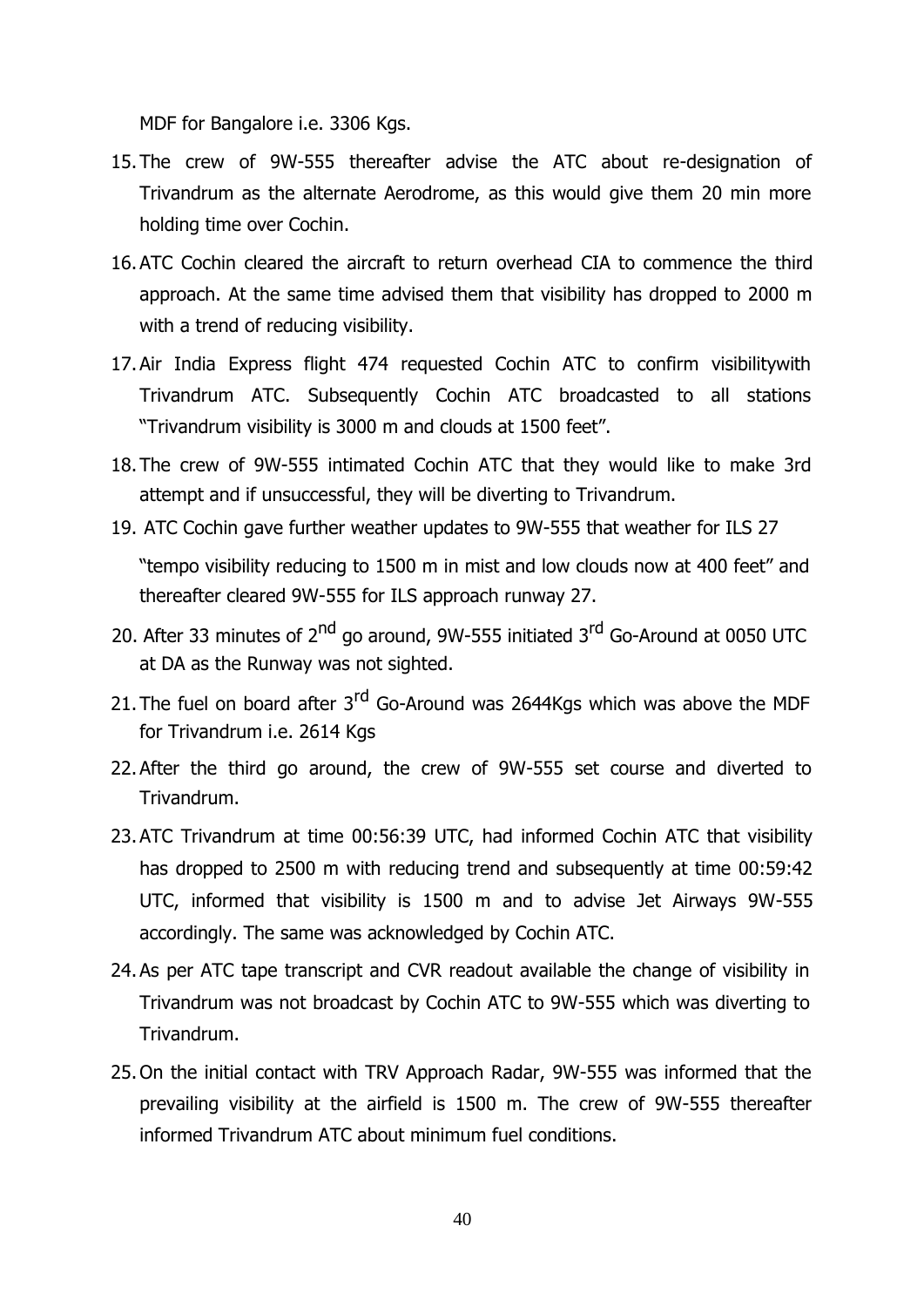MDF for Bangalore i.e. 3306 Kgs.

15. The crew of 9W-555 thereafter advise the ATC about re-designation of Trivandrum as the alternate Aerodrome, as this would give them 20 min more holding time over Cochin.
16. ATC Cochin cleared the aircraft to return overhead CIA to commence the third approach. At the same time advised them that visibility has dropped to 2000 m with a trend of reducing visibility.
17. Air India Express flight 474 requested Cochin ATC to confirm visibilitywith Trivandrum ATC. Subsequently Cochin ATC broadcasted to all stations "Trivandrum visibility is 3000 m and clouds at 1500 feet".
18. The crew of 9W-555 intimated Cochin ATC that they would like to make 3rd attempt and if unsuccessful, they will be diverting to Trivandrum.
19. ATC Cochin gave further weather updates to 9W-555 that weather for ILS 27 "tempo visibility reducing to 1500 m in mist and low clouds now at 400 feet" and thereafter cleared 9W-555 for ILS approach runway 27.
20. After 33 minutes of 2nd go around, 9W-555 initiated 3rd Go-Around at 0050 UTC at DA as the Runway was not sighted.
21. The fuel on board after 3rd Go-Around was 2644Kgs which was above the MDF for Trivandrum i.e. 2614 Kgs
22. After the third go around, the crew of 9W-555 set course and diverted to Trivandrum.
23. ATC Trivandrum at time 00:56:39 UTC, had informed Cochin ATC that visibility has dropped to 2500 m with reducing trend and subsequently at time 00:59:42 UTC, informed that visibility is 1500 m and to advise Jet Airways 9W-555 accordingly. The same was acknowledged by Cochin ATC.
24. As per ATC tape transcript and CVR readout available the change of visibility in Trivandrum was not broadcast by Cochin ATC to 9W-555 which was diverting to Trivandrum.
25. On the initial contact with TRV Approach Radar, 9W-555 was informed that the prevailing visibility at the airfield is 1500 m. The crew of 9W-555 thereafter informed Trivandrum ATC about minimum fuel conditions.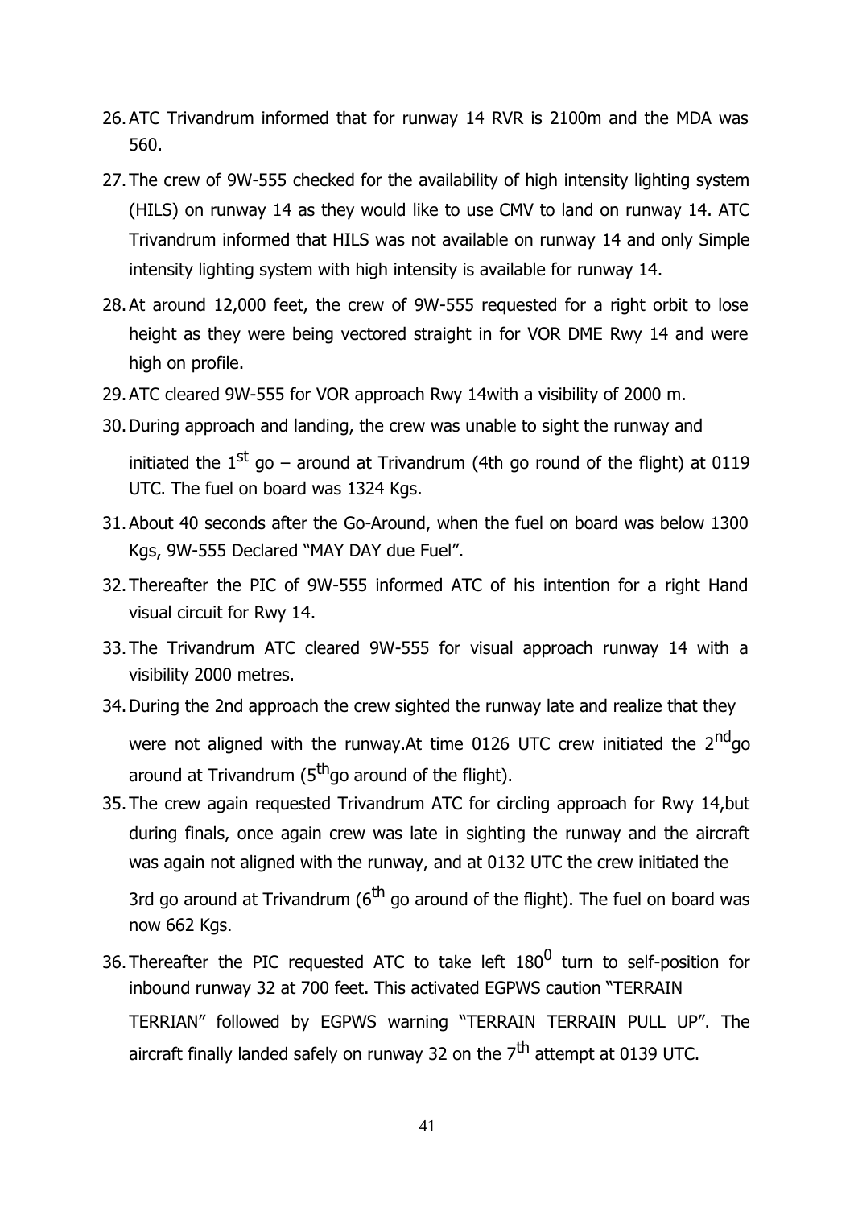26. ATC Trivandrum informed that for runway 14 RVR is 2100m and the MDA was 560.
27. The crew of 9W-555 checked for the availability of high intensity lighting system (HILS) on runway 14 as they would like to use CMV to land on runway 14. ATC Trivandrum informed that HILS was not available on runway 14 and only Simple intensity lighting system with high intensity is available for runway 14.
28. At around 12,000 feet, the crew of 9W-555 requested for a right orbit to lose height as they were being vectored straight in for VOR DME Rwy 14 and were high on profile.
29. ATC cleared 9W-555 for VOR approach Rwy 14with a visibility of 2000 m.
30. During approach and landing, the crew was unable to sight the runway and initiated the 1st go – around at Trivandrum (4th go round of the flight) at 0119 UTC. The fuel on board was 1324 Kgs.
31. About 40 seconds after the Go-Around, when the fuel on board was below 1300 Kgs, 9W-555 Declared "MAY DAY due Fuel".
32. Thereafter the PIC of 9W-555 informed ATC of his intention for a right Hand visual circuit for Rwy 14.
33. The Trivandrum ATC cleared 9W-555 for visual approach runway 14 with a visibility 2000 metres.
34. During the 2nd approach the crew sighted the runway late and realize that they were not aligned with the runway.At time 0126 UTC crew initiated the 2ndgo around at Trivandrum (5thgo around of the flight).
35. The crew again requested Trivandrum ATC for circling approach for Rwy 14,but during finals, once again crew was late in sighting the runway and the aircraft was again not aligned with the runway, and at 0132 UTC the crew initiated the 3rd go around at Trivandrum (6th go around of the flight). The fuel on board was now 662 Kgs.
36. Thereafter the PIC requested ATC to take left $180^0$ turn to self-position for inbound runway 32 at 700 feet. This activated EGPWS caution "TERRAIN TERRIAN" followed by EGPWS warning "TERRAIN TERRAIN PULL UP". The aircraft finally landed safely on runway 32 on the 7th attempt at 0139 UTC.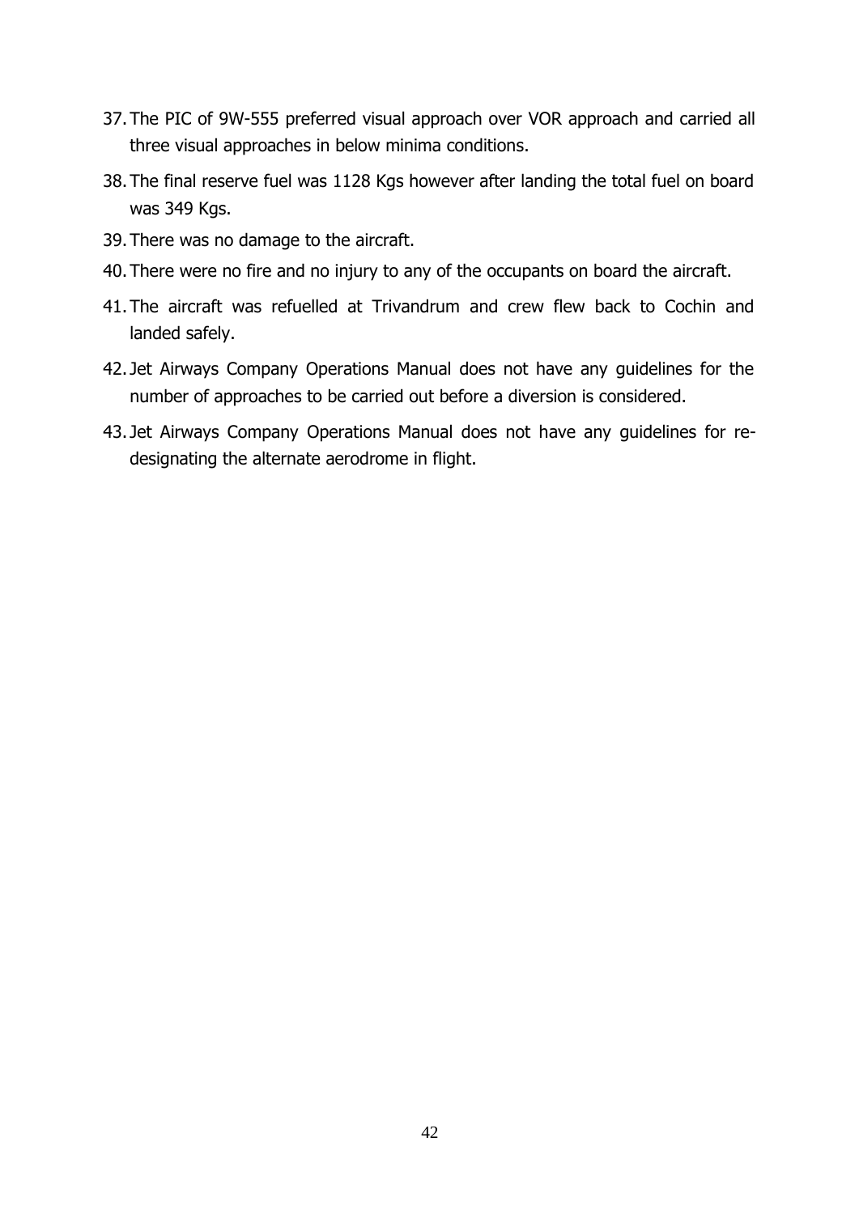37. The PIC of 9W-555 preferred visual approach over VOR approach and carried all three visual approaches in below minima conditions.
38. The final reserve fuel was 1128 Kgs however after landing the total fuel on board was 349 Kgs.
39. There was no damage to the aircraft.
40. There were no fire and no injury to any of the occupants on board the aircraft.
41. The aircraft was refuelled at Trivandrum and crew flew back to Cochin and landed safely.
42. Jet Airways Company Operations Manual does not have any guidelines for the number of approaches to be carried out before a diversion is considered.
43. Jet Airways Company Operations Manual does not have any guidelines for re-designating the alternate aerodrome in flight.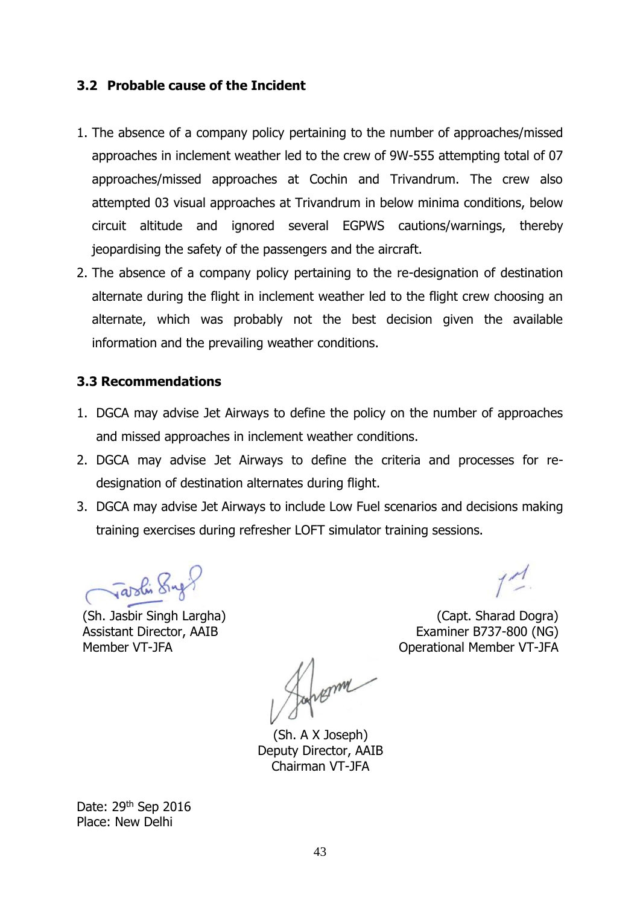### 3.2 Probable cause of the Incident

1. The absence of a company policy pertaining to the number of approaches/missed approaches in inclement weather led to the crew of 9W-555 attempting total of 07 approaches/missed approaches at Cochin and Trivandrum. The crew also attempted 03 visual approaches at Trivandrum in below minima conditions, below circuit altitude and ignored several EGPWS cautions/warnings, thereby jeopardising the safety of the passengers and the aircraft.
2. The absence of a company policy pertaining to the re-designation of destination alternate during the flight in inclement weather led to the flight crew choosing an alternate, which was probably not the best decision given the available information and the prevailing weather conditions.

### 3.3 Recommendations

1. DGCA may advise Jet Airways to define the policy on the number of approaches and missed approaches in inclement weather conditions.
2. DGCA may advise Jet Airways to define the criteria and processes for re-designation of destination alternates during flight.
3. DGCA may advise Jet Airways to include Low Fuel scenarios and decisions making training exercises during refresher LOFT simulator training sessions.

(Sh. Jasbir Singh Largha)
Assistant Director, AAIB
Member VT-JFA

(Capt. Sharad Dogra)
Examiner B737-800 (NG)
Operational Member VT-JFA

(Sh. A X Joseph)
Deputy Director, AAIB
Chairman VT-JFA

Date: 29th Sep 2016
Place: New Delhi